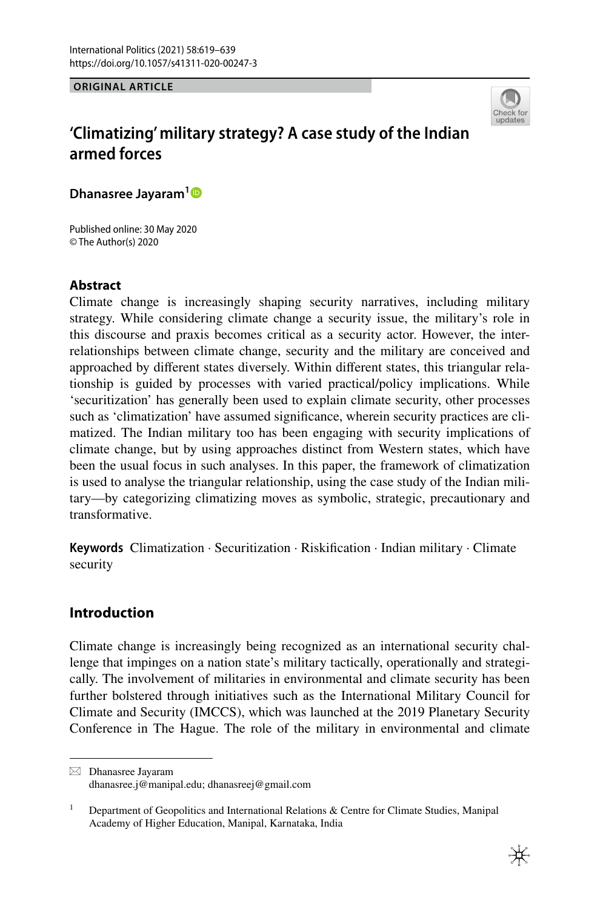**ORIGINAL ARTICLE**

# 'Climatizing' military strategy? A case study of the Indian armed forces

**Dhanasree Jayaram**[1]

Published online: 30 May 2020
© The Author(s) 2020

## Abstract

Climate change is increasingly shaping security narratives, including military strategy. While considering climate change a security issue, the military's role in this discourse and praxis becomes critical as a security actor. However, the interrelationships between climate change, security and the military are conceived and approached by different states diversely. Within different states, this triangular relationship is guided by processes with varied practical/policy implications. While 'securitization' has generally been used to explain climate security, other processes such as 'climatization' have assumed significance, wherein security practices are climatized. The Indian military too has been engaging with security implications of climate change, but by using approaches distinct from Western states, which have been the usual focus in such analyses. In this paper, the framework of climatization is used to analyse the triangular relationship, using the case study of the Indian military—by categorizing climatizing moves as symbolic, strategic, precautionary and transformative.

**Keywords** Climatization · Securitization · Riskification · Indian military · Climate security

## Introduction

Climate change is increasingly being recognized as an international security challenge that impinges on a nation state's military tactically, operationally and strategically. The involvement of militaries in environmental and climate security has been further bolstered through initiatives such as the International Military Council for Climate and Security (IMCCS), which was launched at the 2019 Planetary Security Conference in The Hague. The role of the military in environmental and climate

---

✉ Dhanasree Jayaram
dhanasree.j@manipal.edu; dhanasreej@gmail.com

[1] Department of Geopolitics and International Relations & Centre for Climate Studies, Manipal Academy of Higher Education, Manipal, Karnataka, India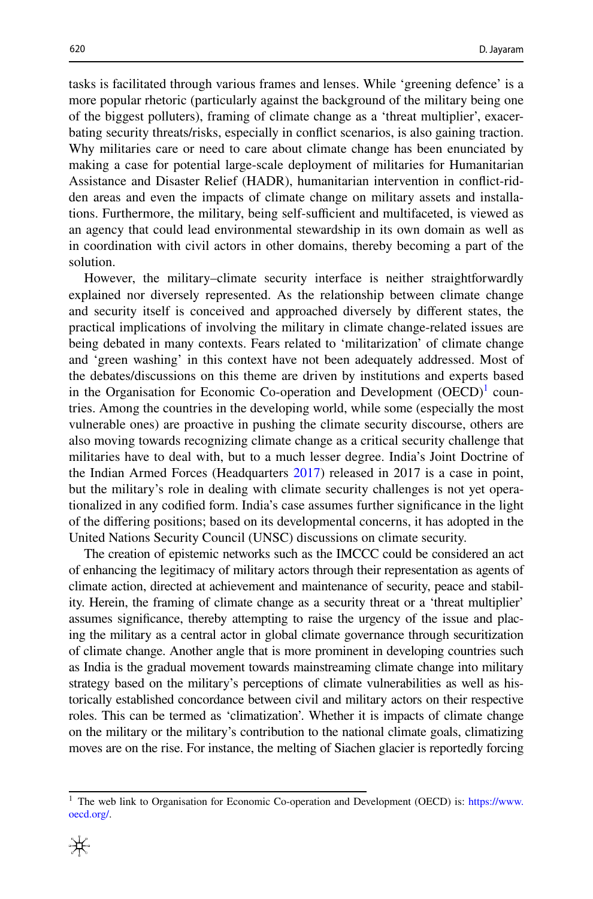tasks is facilitated through various frames and lenses. While 'greening defence' is a more popular rhetoric (particularly against the background of the military being one of the biggest polluters), framing of climate change as a 'threat multiplier', exacerbating security threats/risks, especially in conflict scenarios, is also gaining traction. Why militaries care or need to care about climate change has been enunciated by making a case for potential large-scale deployment of militaries for Humanitarian Assistance and Disaster Relief (HADR), humanitarian intervention in conflict-ridden areas and even the impacts of climate change on military assets and installations. Furthermore, the military, being self-sufficient and multifaceted, is viewed as an agency that could lead environmental stewardship in its own domain as well as in coordination with civil actors in other domains, thereby becoming a part of the solution.

However, the military–climate security interface is neither straightforwardly explained nor diversely represented. As the relationship between climate change and security itself is conceived and approached diversely by different states, the practical implications of involving the military in climate change-related issues are being debated in many contexts. Fears related to 'militarization' of climate change and 'green washing' in this context have not been adequately addressed. Most of the debates/discussions on this theme are driven by institutions and experts based in the Organisation for Economic Co-operation and Development (OECD)[1] countries. Among the countries in the developing world, while some (especially the most vulnerable ones) are proactive in pushing the climate security discourse, others are also moving towards recognizing climate change as a critical security challenge that militaries have to deal with, but to a much lesser degree. India's Joint Doctrine of the Indian Armed Forces (Headquarters 2017) released in 2017 is a case in point, but the military's role in dealing with climate security challenges is not yet operationalized in any codified form. India's case assumes further significance in the light of the differing positions; based on its developmental concerns, it has adopted in the United Nations Security Council (UNSC) discussions on climate security.

The creation of epistemic networks such as the IMCCC could be considered an act of enhancing the legitimacy of military actors through their representation as agents of climate action, directed at achievement and maintenance of security, peace and stability. Herein, the framing of climate change as a security threat or a 'threat multiplier' assumes significance, thereby attempting to raise the urgency of the issue and placing the military as a central actor in global climate governance through securitization of climate change. Another angle that is more prominent in developing countries such as India is the gradual movement towards mainstreaming climate change into military strategy based on the military's perceptions of climate vulnerabilities as well as historically established concordance between civil and military actors on their respective roles. This can be termed as 'climatization'. Whether it is impacts of climate change on the military or the military's contribution to the national climate goals, climatizing moves are on the rise. For instance, the melting of Siachen glacier is reportedly forcing

[1] The web link to Organisation for Economic Co-operation and Development (OECD) is: https://www.oecd.org/.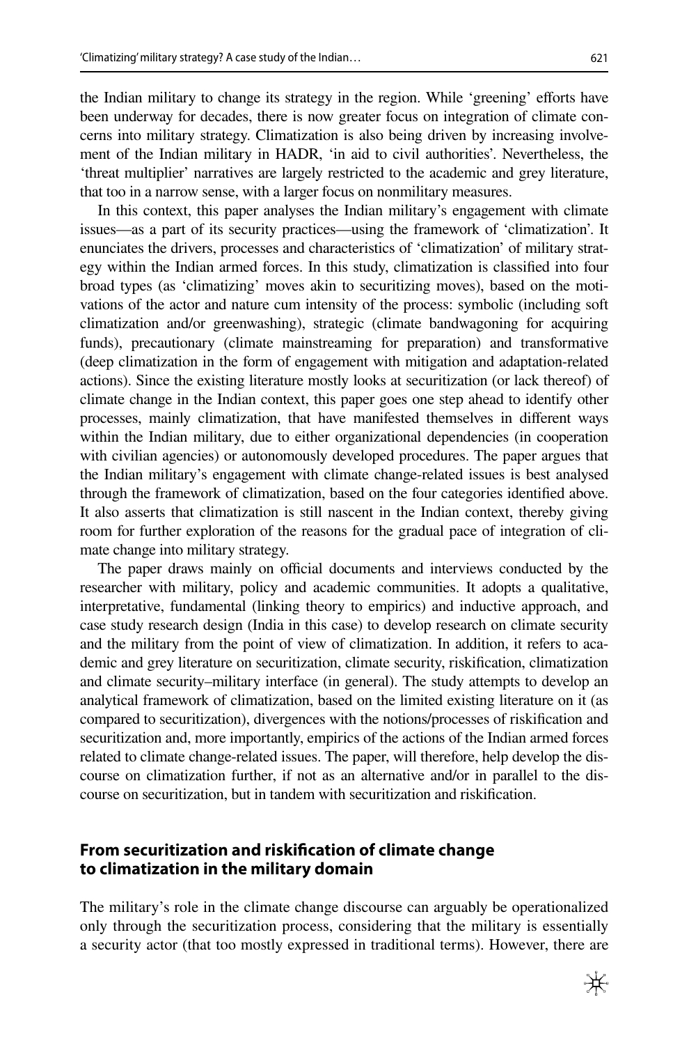the Indian military to change its strategy in the region. While 'greening' efforts have been underway for decades, there is now greater focus on integration of climate concerns into military strategy. Climatization is also being driven by increasing involvement of the Indian military in HADR, 'in aid to civil authorities'. Nevertheless, the 'threat multiplier' narratives are largely restricted to the academic and grey literature, that too in a narrow sense, with a larger focus on nonmilitary measures.

In this context, this paper analyses the Indian military's engagement with climate issues—as a part of its security practices—using the framework of 'climatization'. It enunciates the drivers, processes and characteristics of 'climatization' of military strategy within the Indian armed forces. In this study, climatization is classified into four broad types (as 'climatizing' moves akin to securitizing moves), based on the motivations of the actor and nature cum intensity of the process: symbolic (including soft climatization and/or greenwashing), strategic (climate bandwagoning for acquiring funds), precautionary (climate mainstreaming for preparation) and transformative (deep climatization in the form of engagement with mitigation and adaptation-related actions). Since the existing literature mostly looks at securitization (or lack thereof) of climate change in the Indian context, this paper goes one step ahead to identify other processes, mainly climatization, that have manifested themselves in different ways within the Indian military, due to either organizational dependencies (in cooperation with civilian agencies) or autonomously developed procedures. The paper argues that the Indian military's engagement with climate change-related issues is best analysed through the framework of climatization, based on the four categories identified above. It also asserts that climatization is still nascent in the Indian context, thereby giving room for further exploration of the reasons for the gradual pace of integration of climate change into military strategy.

The paper draws mainly on official documents and interviews conducted by the researcher with military, policy and academic communities. It adopts a qualitative, interpretative, fundamental (linking theory to empirics) and inductive approach, and case study research design (India in this case) to develop research on climate security and the military from the point of view of climatization. In addition, it refers to academic and grey literature on securitization, climate security, riskification, climatization and climate security–military interface (in general). The study attempts to develop an analytical framework of climatization, based on the limited existing literature on it (as compared to securitization), divergences with the notions/processes of riskification and securitization and, more importantly, empirics of the actions of the Indian armed forces related to climate change-related issues. The paper, will therefore, help develop the discourse on climatization further, if not as an alternative and/or in parallel to the discourse on securitization, but in tandem with securitization and riskification.

## From securitization and riskification of climate change to climatization in the military domain

The military's role in the climate change discourse can arguably be operationalized only through the securitization process, considering that the military is essentially a security actor (that too mostly expressed in traditional terms). However, there are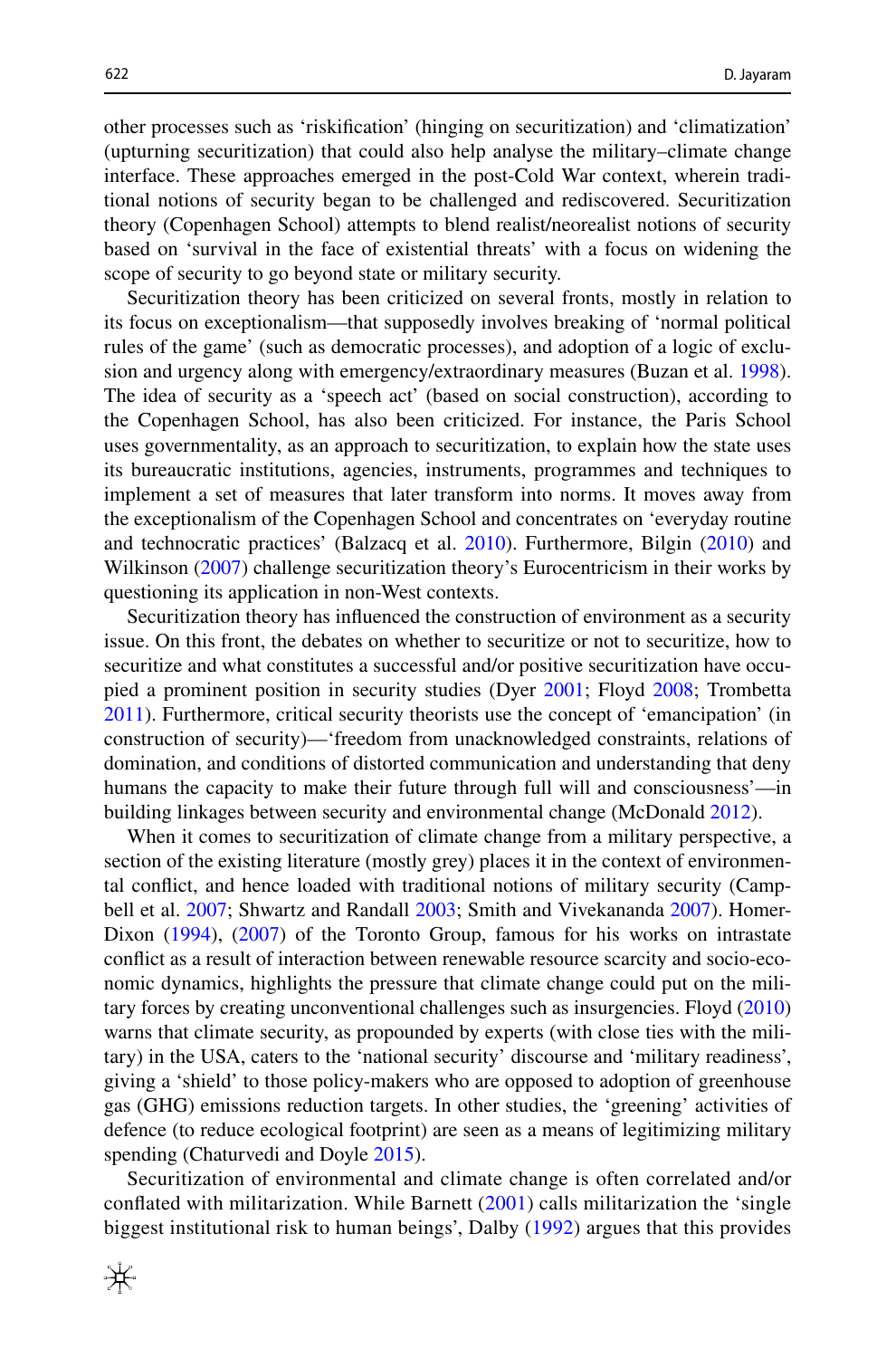other processes such as 'riskification' (hinging on securitization) and 'climatization' (upturning securitization) that could also help analyse the military–climate change interface. These approaches emerged in the post-Cold War context, wherein traditional notions of security began to be challenged and rediscovered. Securitization theory (Copenhagen School) attempts to blend realist/neorealist notions of security based on 'survival in the face of existential threats' with a focus on widening the scope of security to go beyond state or military security.

Securitization theory has been criticized on several fronts, mostly in relation to its focus on exceptionalism—that supposedly involves breaking of 'normal political rules of the game' (such as democratic processes), and adoption of a logic of exclusion and urgency along with emergency/extraordinary measures (Buzan et al. 1998). The idea of security as a 'speech act' (based on social construction), according to the Copenhagen School, has also been criticized. For instance, the Paris School uses governmentality, as an approach to securitization, to explain how the state uses its bureaucratic institutions, agencies, instruments, programmes and techniques to implement a set of measures that later transform into norms. It moves away from the exceptionalism of the Copenhagen School and concentrates on 'everyday routine and technocratic practices' (Balzacq et al. 2010). Furthermore, Bilgin (2010) and Wilkinson (2007) challenge securitization theory's Eurocentricism in their works by questioning its application in non-West contexts.

Securitization theory has influenced the construction of environment as a security issue. On this front, the debates on whether to securitize or not to securitize, how to securitize and what constitutes a successful and/or positive securitization have occupied a prominent position in security studies (Dyer 2001; Floyd 2008; Trombetta 2011). Furthermore, critical security theorists use the concept of 'emancipation' (in construction of security)—'freedom from unacknowledged constraints, relations of domination, and conditions of distorted communication and understanding that deny humans the capacity to make their future through full will and consciousness'—in building linkages between security and environmental change (McDonald 2012).

When it comes to securitization of climate change from a military perspective, a section of the existing literature (mostly grey) places it in the context of environmental conflict, and hence loaded with traditional notions of military security (Campbell et al. 2007; Shwartz and Randall 2003; Smith and Vivekananda 2007). Homer-Dixon (1994), (2007) of the Toronto Group, famous for his works on intrastate conflict as a result of interaction between renewable resource scarcity and socio-economic dynamics, highlights the pressure that climate change could put on the military forces by creating unconventional challenges such as insurgencies. Floyd (2010) warns that climate security, as propounded by experts (with close ties with the military) in the USA, caters to the 'national security' discourse and 'military readiness', giving a 'shield' to those policy-makers who are opposed to adoption of greenhouse gas (GHG) emissions reduction targets. In other studies, the 'greening' activities of defence (to reduce ecological footprint) are seen as a means of legitimizing military spending (Chaturvedi and Doyle 2015).

Securitization of environmental and climate change is often correlated and/or conflated with militarization. While Barnett (2001) calls militarization the 'single biggest institutional risk to human beings', Dalby (1992) argues that this provides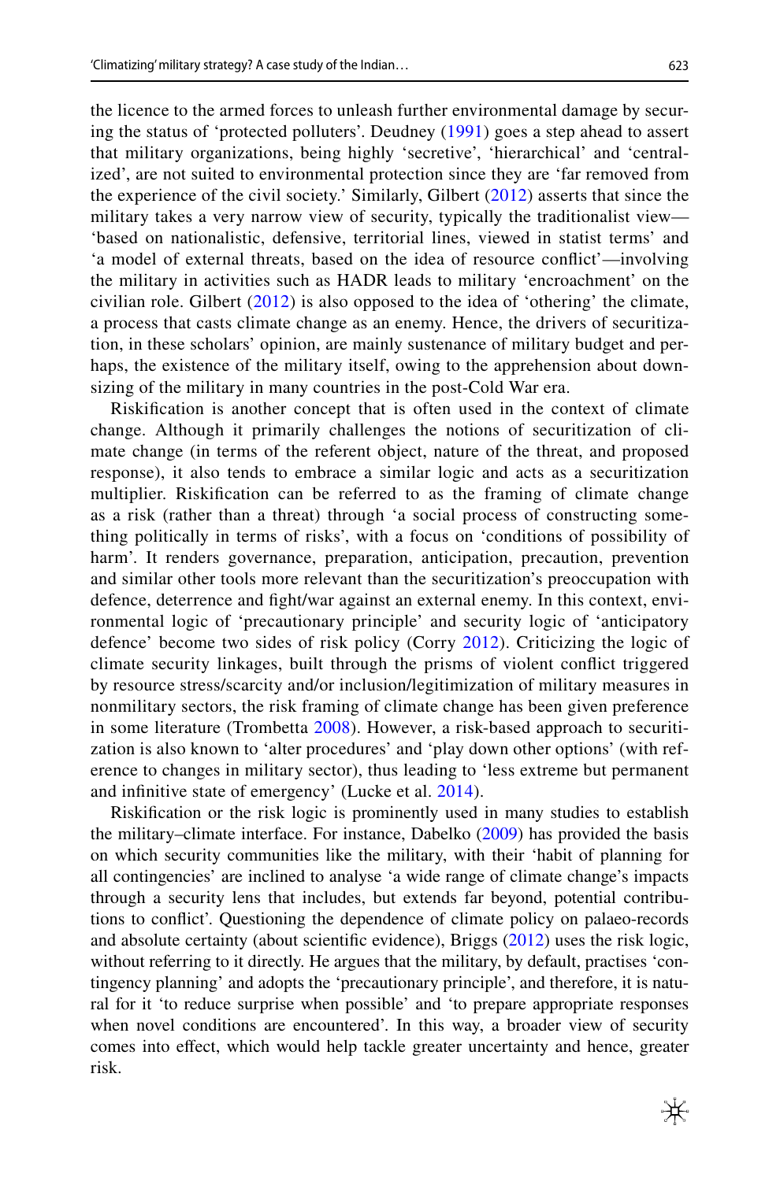the licence to the armed forces to unleash further environmental damage by securing the status of 'protected polluters'. Deudney (1991) goes a step ahead to assert that military organizations, being highly 'secretive', 'hierarchical' and 'centralized', are not suited to environmental protection since they are 'far removed from the experience of the civil society.' Similarly, Gilbert (2012) asserts that since the military takes a very narrow view of security, typically the traditionalist view—'based on nationalistic, defensive, territorial lines, viewed in statist terms' and 'a model of external threats, based on the idea of resource conflict'—involving the military in activities such as HADR leads to military 'encroachment' on the civilian role. Gilbert (2012) is also opposed to the idea of 'othering' the climate, a process that casts climate change as an enemy. Hence, the drivers of securitization, in these scholars' opinion, are mainly sustenance of military budget and perhaps, the existence of the military itself, owing to the apprehension about downsizing of the military in many countries in the post-Cold War era.

Riskification is another concept that is often used in the context of climate change. Although it primarily challenges the notions of securitization of climate change (in terms of the referent object, nature of the threat, and proposed response), it also tends to embrace a similar logic and acts as a securitization multiplier. Riskification can be referred to as the framing of climate change as a risk (rather than a threat) through 'a social process of constructing something politically in terms of risks', with a focus on 'conditions of possibility of harm'. It renders governance, preparation, anticipation, precaution, prevention and similar other tools more relevant than the securitization's preoccupation with defence, deterrence and fight/war against an external enemy. In this context, environmental logic of 'precautionary principle' and security logic of 'anticipatory defence' become two sides of risk policy (Corry 2012). Criticizing the logic of climate security linkages, built through the prisms of violent conflict triggered by resource stress/scarcity and/or inclusion/legitimization of military measures in nonmilitary sectors, the risk framing of climate change has been given preference in some literature (Trombetta 2008). However, a risk-based approach to securitization is also known to 'alter procedures' and 'play down other options' (with reference to changes in military sector), thus leading to 'less extreme but permanent and infinitive state of emergency' (Lucke et al. 2014).

Riskification or the risk logic is prominently used in many studies to establish the military–climate interface. For instance, Dabelko (2009) has provided the basis on which security communities like the military, with their 'habit of planning for all contingencies' are inclined to analyse 'a wide range of climate change's impacts through a security lens that includes, but extends far beyond, potential contributions to conflict'. Questioning the dependence of climate policy on palaeo-records and absolute certainty (about scientific evidence), Briggs (2012) uses the risk logic, without referring to it directly. He argues that the military, by default, practises 'contingency planning' and adopts the 'precautionary principle', and therefore, it is natural for it 'to reduce surprise when possible' and 'to prepare appropriate responses when novel conditions are encountered'. In this way, a broader view of security comes into effect, which would help tackle greater uncertainty and hence, greater risk.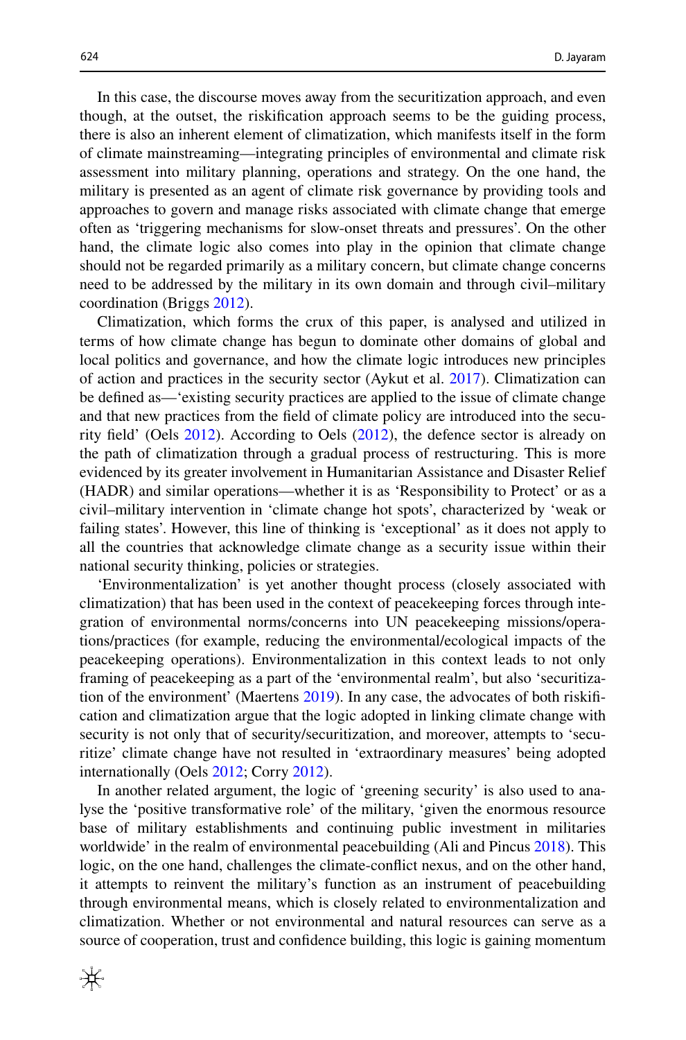In this case, the discourse moves away from the securitization approach, and even though, at the outset, the riskification approach seems to be the guiding process, there is also an inherent element of climatization, which manifests itself in the form of climate mainstreaming—integrating principles of environmental and climate risk assessment into military planning, operations and strategy. On the one hand, the military is presented as an agent of climate risk governance by providing tools and approaches to govern and manage risks associated with climate change that emerge often as 'triggering mechanisms for slow-onset threats and pressures'. On the other hand, the climate logic also comes into play in the opinion that climate change should not be regarded primarily as a military concern, but climate change concerns need to be addressed by the military in its own domain and through civil–military coordination (Briggs 2012).

Climatization, which forms the crux of this paper, is analysed and utilized in terms of how climate change has begun to dominate other domains of global and local politics and governance, and how the climate logic introduces new principles of action and practices in the security sector (Aykut et al. 2017). Climatization can be defined as—'existing security practices are applied to the issue of climate change and that new practices from the field of climate policy are introduced into the security field' (Oels 2012). According to Oels (2012), the defence sector is already on the path of climatization through a gradual process of restructuring. This is more evidenced by its greater involvement in Humanitarian Assistance and Disaster Relief (HADR) and similar operations—whether it is as 'Responsibility to Protect' or as a civil–military intervention in 'climate change hot spots', characterized by 'weak or failing states'. However, this line of thinking is 'exceptional' as it does not apply to all the countries that acknowledge climate change as a security issue within their national security thinking, policies or strategies.

'Environmentalization' is yet another thought process (closely associated with climatization) that has been used in the context of peacekeeping forces through integration of environmental norms/concerns into UN peacekeeping missions/operations/practices (for example, reducing the environmental/ecological impacts of the peacekeeping operations). Environmentalization in this context leads to not only framing of peacekeeping as a part of the 'environmental realm', but also 'securitization of the environment' (Maertens 2019). In any case, the advocates of both riskification and climatization argue that the logic adopted in linking climate change with security is not only that of security/securitization, and moreover, attempts to 'securitize' climate change have not resulted in 'extraordinary measures' being adopted internationally (Oels 2012; Corry 2012).

In another related argument, the logic of 'greening security' is also used to analyse the 'positive transformative role' of the military, 'given the enormous resource base of military establishments and continuing public investment in militaries worldwide' in the realm of environmental peacebuilding (Ali and Pincus 2018). This logic, on the one hand, challenges the climate-conflict nexus, and on the other hand, it attempts to reinvent the military's function as an instrument of peacebuilding through environmental means, which is closely related to environmentalization and climatization. Whether or not environmental and natural resources can serve as a source of cooperation, trust and confidence building, this logic is gaining momentum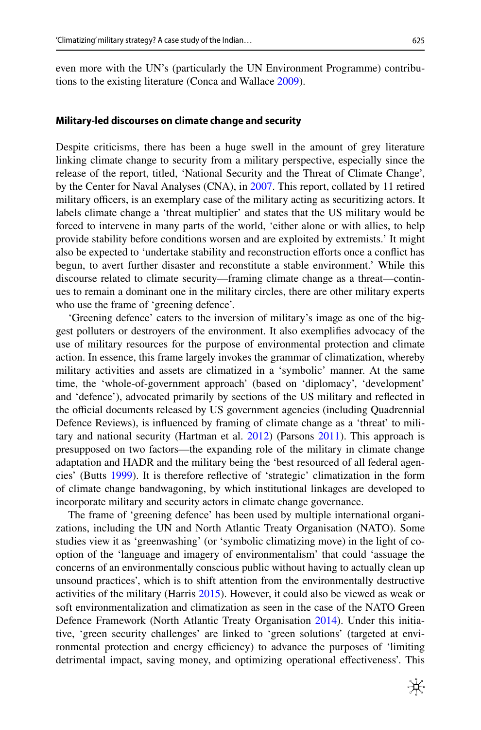even more with the UN's (particularly the UN Environment Programme) contributions to the existing literature (Conca and Wallace 2009).

### Military-led discourses on climate change and security

Despite criticisms, there has been a huge swell in the amount of grey literature linking climate change to security from a military perspective, especially since the release of the report, titled, 'National Security and the Threat of Climate Change', by the Center for Naval Analyses (CNA), in 2007. This report, collated by 11 retired military officers, is an exemplary case of the military acting as securitizing actors. It labels climate change a 'threat multiplier' and states that the US military would be forced to intervene in many parts of the world, 'either alone or with allies, to help provide stability before conditions worsen and are exploited by extremists.' It might also be expected to 'undertake stability and reconstruction efforts once a conflict has begun, to avert further disaster and reconstitute a stable environment.' While this discourse related to climate security—framing climate change as a threat—continues to remain a dominant one in the military circles, there are other military experts who use the frame of 'greening defence'.

'Greening defence' caters to the inversion of military's image as one of the biggest polluters or destroyers of the environment. It also exemplifies advocacy of the use of military resources for the purpose of environmental protection and climate action. In essence, this frame largely invokes the grammar of climatization, whereby military activities and assets are climatized in a 'symbolic' manner. At the same time, the 'whole-of-government approach' (based on 'diplomacy', 'development' and 'defence'), advocated primarily by sections of the US military and reflected in the official documents released by US government agencies (including Quadrennial Defence Reviews), is influenced by framing of climate change as a 'threat' to military and national security (Hartman et al. 2012) (Parsons 2011). This approach is presupposed on two factors—the expanding role of the military in climate change adaptation and HADR and the military being the 'best resourced of all federal agencies' (Butts 1999). It is therefore reflective of 'strategic' climatization in the form of climate change bandwagoning, by which institutional linkages are developed to incorporate military and security actors in climate change governance.

The frame of 'greening defence' has been used by multiple international organizations, including the UN and North Atlantic Treaty Organisation (NATO). Some studies view it as 'greenwashing' (or 'symbolic climatizing move) in the light of cooption of the 'language and imagery of environmentalism' that could 'assuage the concerns of an environmentally conscious public without having to actually clean up unsound practices', which is to shift attention from the environmentally destructive activities of the military (Harris 2015). However, it could also be viewed as weak or soft environmentalization and climatization as seen in the case of the NATO Green Defence Framework (North Atlantic Treaty Organisation 2014). Under this initiative, 'green security challenges' are linked to 'green solutions' (targeted at environmental protection and energy efficiency) to advance the purposes of 'limiting detrimental impact, saving money, and optimizing operational effectiveness'. This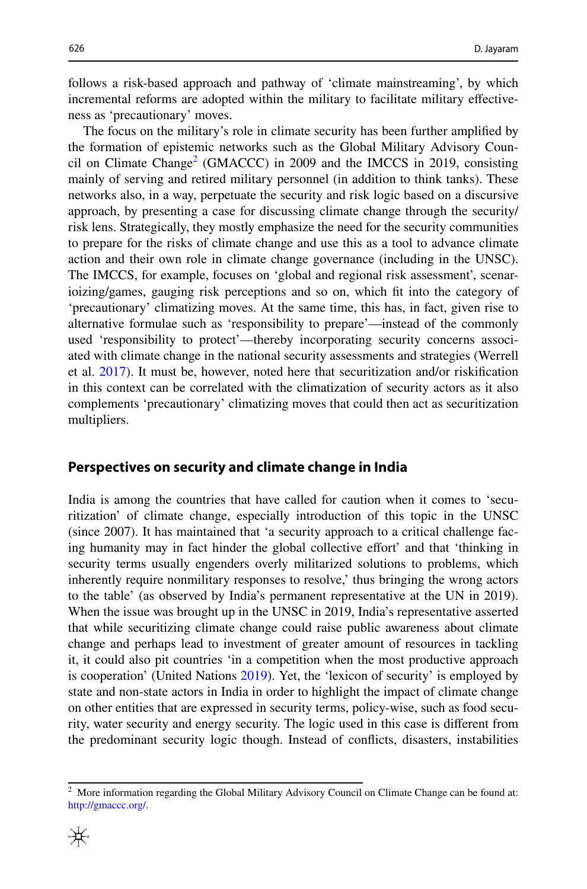follows a risk-based approach and pathway of 'climate mainstreaming', by which incremental reforms are adopted within the military to facilitate military effectiveness as 'precautionary' moves.

The focus on the military's role in climate security has been further amplified by the formation of epistemic networks such as the Global Military Advisory Council on Climate Change[2] (GMACCC) in 2009 and the IMCCS in 2019, consisting mainly of serving and retired military personnel (in addition to think tanks). These networks also, in a way, perpetuate the security and risk logic based on a discursive approach, by presenting a case for discussing climate change through the security/risk lens. Strategically, they mostly emphasize the need for the security communities to prepare for the risks of climate change and use this as a tool to advance climate action and their own role in climate change governance (including in the UNSC). The IMCCS, for example, focuses on 'global and regional risk assessment', scenarioizing/games, gauging risk perceptions and so on, which fit into the category of 'precautionary' climatizing moves. At the same time, this has, in fact, given rise to alternative formulae such as 'responsibility to prepare'—instead of the commonly used 'responsibility to protect'—thereby incorporating security concerns associated with climate change in the national security assessments and strategies (Werrell et al. 2017). It must be, however, noted here that securitization and/or riskification in this context can be correlated with the climatization of security actors as it also complements 'precautionary' climatizing moves that could then act as securitization multipliers.

## Perspectives on security and climate change in India

India is among the countries that have called for caution when it comes to 'securitization' of climate change, especially introduction of this topic in the UNSC (since 2007). It has maintained that 'a security approach to a critical challenge facing humanity may in fact hinder the global collective effort' and that 'thinking in security terms usually engenders overly militarized solutions to problems, which inherently require nonmilitary responses to resolve,' thus bringing the wrong actors to the table' (as observed by India's permanent representative at the UN in 2019). When the issue was brought up in the UNSC in 2019, India's representative asserted that while securitizing climate change could raise public awareness about climate change and perhaps lead to investment of greater amount of resources in tackling it, it could also pit countries 'in a competition when the most productive approach is cooperation' (United Nations 2019). Yet, the 'lexicon of security' is employed by state and non-state actors in India in order to highlight the impact of climate change on other entities that are expressed in security terms, policy-wise, such as food security, water security and energy security. The logic used in this case is different from the predominant security logic though. Instead of conflicts, disasters, instabilities

[2] More information regarding the Global Military Advisory Council on Climate Change can be found at: http://gmaccc.org/.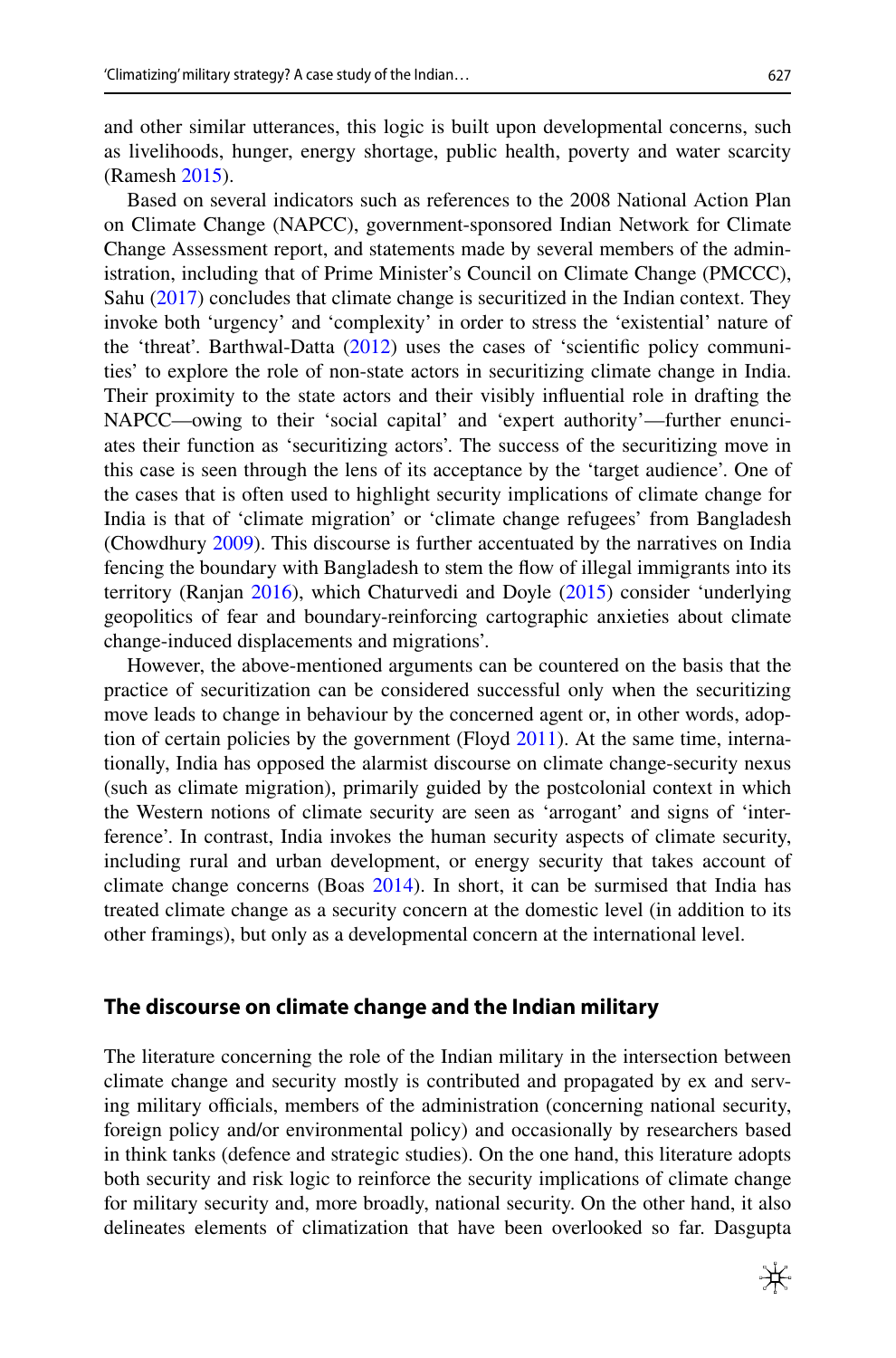and other similar utterances, this logic is built upon developmental concerns, such as livelihoods, hunger, energy shortage, public health, poverty and water scarcity (Ramesh 2015).

Based on several indicators such as references to the 2008 National Action Plan on Climate Change (NAPCC), government-sponsored Indian Network for Climate Change Assessment report, and statements made by several members of the administration, including that of Prime Minister's Council on Climate Change (PMCCC), Sahu (2017) concludes that climate change is securitized in the Indian context. They invoke both 'urgency' and 'complexity' in order to stress the 'existential' nature of the 'threat'. Barthwal-Datta (2012) uses the cases of 'scientific policy communities' to explore the role of non-state actors in securitizing climate change in India. Their proximity to the state actors and their visibly influential role in drafting the NAPCC—owing to their 'social capital' and 'expert authority'—further enunciates their function as 'securitizing actors'. The success of the securitizing move in this case is seen through the lens of its acceptance by the 'target audience'. One of the cases that is often used to highlight security implications of climate change for India is that of 'climate migration' or 'climate change refugees' from Bangladesh (Chowdhury 2009). This discourse is further accentuated by the narratives on India fencing the boundary with Bangladesh to stem the flow of illegal immigrants into its territory (Ranjan 2016), which Chaturvedi and Doyle (2015) consider 'underlying geopolitics of fear and boundary-reinforcing cartographic anxieties about climate change-induced displacements and migrations'.

However, the above-mentioned arguments can be countered on the basis that the practice of securitization can be considered successful only when the securitizing move leads to change in behaviour by the concerned agent or, in other words, adoption of certain policies by the government (Floyd 2011). At the same time, internationally, India has opposed the alarmist discourse on climate change-security nexus (such as climate migration), primarily guided by the postcolonial context in which the Western notions of climate security are seen as 'arrogant' and signs of 'interference'. In contrast, India invokes the human security aspects of climate security, including rural and urban development, or energy security that takes account of climate change concerns (Boas 2014). In short, it can be surmised that India has treated climate change as a security concern at the domestic level (in addition to its other framings), but only as a developmental concern at the international level.

## The discourse on climate change and the Indian military

The literature concerning the role of the Indian military in the intersection between climate change and security mostly is contributed and propagated by ex and serving military officials, members of the administration (concerning national security, foreign policy and/or environmental policy) and occasionally by researchers based in think tanks (defence and strategic studies). On the one hand, this literature adopts both security and risk logic to reinforce the security implications of climate change for military security and, more broadly, national security. On the other hand, it also delineates elements of climatization that have been overlooked so far. Dasgupta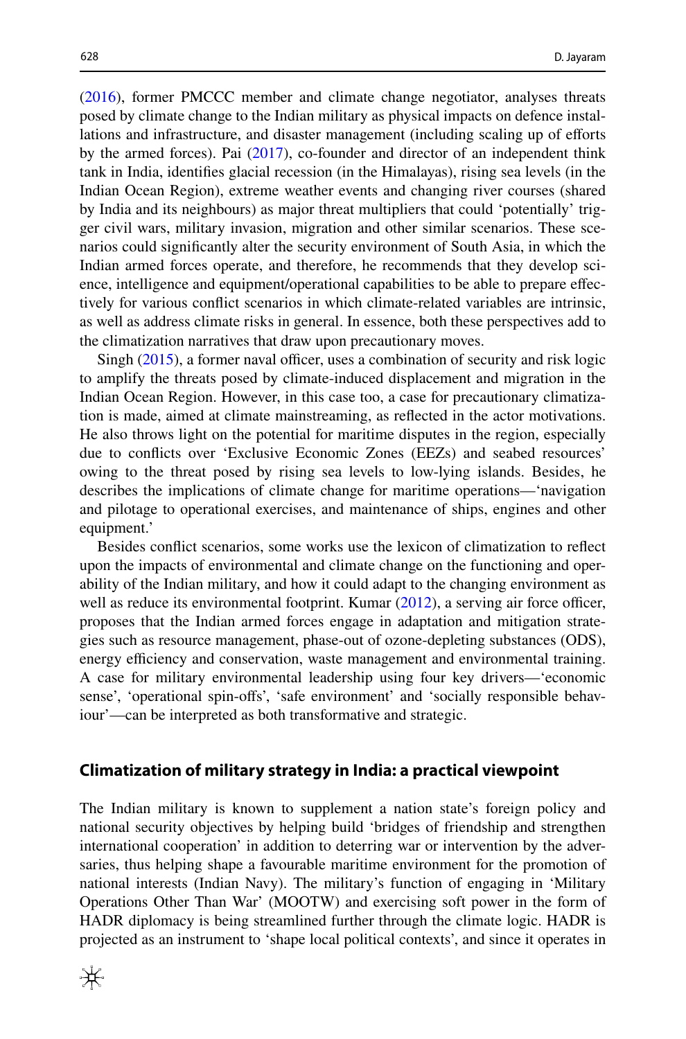(2016), former PMCCC member and climate change negotiator, analyses threats posed by climate change to the Indian military as physical impacts on defence installations and infrastructure, and disaster management (including scaling up of efforts by the armed forces). Pai (2017), co-founder and director of an independent think tank in India, identifies glacial recession (in the Himalayas), rising sea levels (in the Indian Ocean Region), extreme weather events and changing river courses (shared by India and its neighbours) as major threat multipliers that could 'potentially' trigger civil wars, military invasion, migration and other similar scenarios. These scenarios could significantly alter the security environment of South Asia, in which the Indian armed forces operate, and therefore, he recommends that they develop science, intelligence and equipment/operational capabilities to be able to prepare effectively for various conflict scenarios in which climate-related variables are intrinsic, as well as address climate risks in general. In essence, both these perspectives add to the climatization narratives that draw upon precautionary moves.

Singh (2015), a former naval officer, uses a combination of security and risk logic to amplify the threats posed by climate-induced displacement and migration in the Indian Ocean Region. However, in this case too, a case for precautionary climatization is made, aimed at climate mainstreaming, as reflected in the actor motivations. He also throws light on the potential for maritime disputes in the region, especially due to conflicts over 'Exclusive Economic Zones (EEZs) and seabed resources' owing to the threat posed by rising sea levels to low-lying islands. Besides, he describes the implications of climate change for maritime operations—'navigation and pilotage to operational exercises, and maintenance of ships, engines and other equipment.'

Besides conflict scenarios, some works use the lexicon of climatization to reflect upon the impacts of environmental and climate change on the functioning and operability of the Indian military, and how it could adapt to the changing environment as well as reduce its environmental footprint. Kumar (2012), a serving air force officer, proposes that the Indian armed forces engage in adaptation and mitigation strategies such as resource management, phase-out of ozone-depleting substances (ODS), energy efficiency and conservation, waste management and environmental training. A case for military environmental leadership using four key drivers—'economic sense', 'operational spin-offs', 'safe environment' and 'socially responsible behaviour'—can be interpreted as both transformative and strategic.

## Climatization of military strategy in India: a practical viewpoint

The Indian military is known to supplement a nation state's foreign policy and national security objectives by helping build 'bridges of friendship and strengthen international cooperation' in addition to deterring war or intervention by the adversaries, thus helping shape a favourable maritime environment for the promotion of national interests (Indian Navy). The military's function of engaging in 'Military Operations Other Than War' (MOOTW) and exercising soft power in the form of HADR diplomacy is being streamlined further through the climate logic. HADR is projected as an instrument to 'shape local political contexts', and since it operates in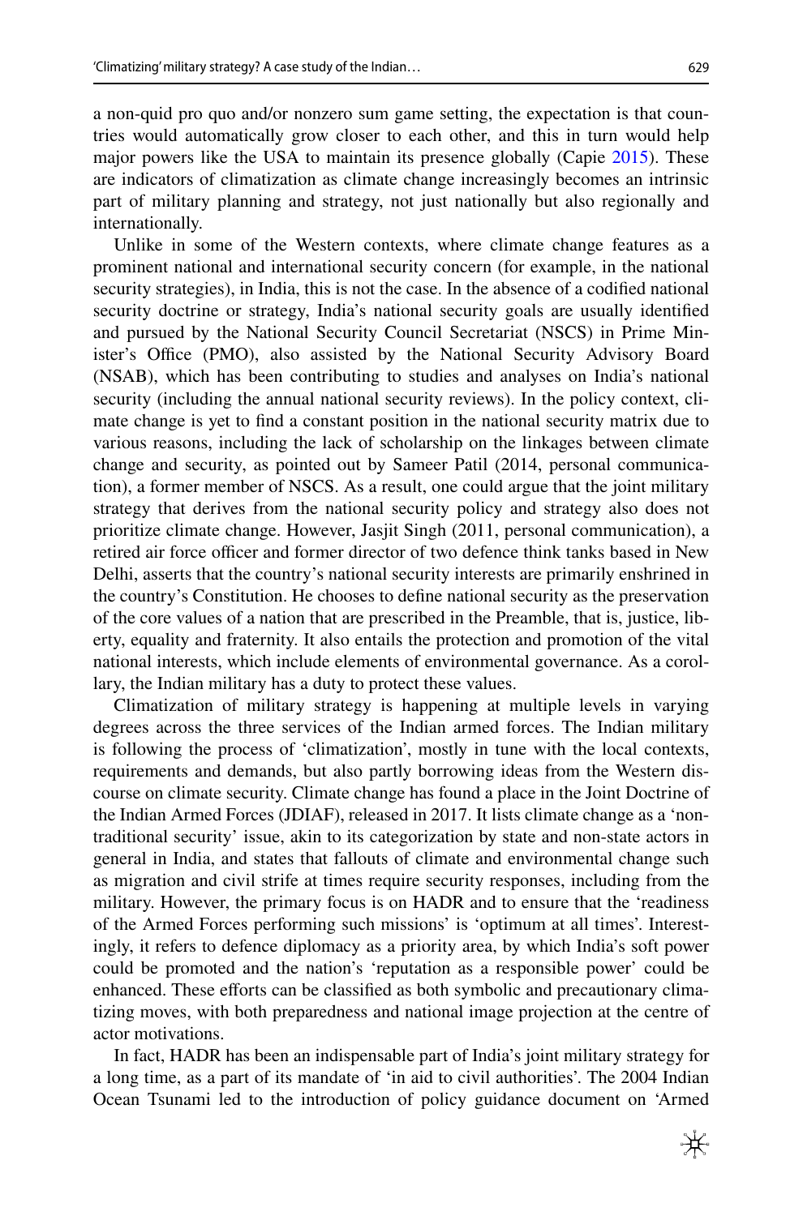a non-quid pro quo and/or nonzero sum game setting, the expectation is that countries would automatically grow closer to each other, and this in turn would help major powers like the USA to maintain its presence globally (Capie 2015). These are indicators of climatization as climate change increasingly becomes an intrinsic part of military planning and strategy, not just nationally but also regionally and internationally.

Unlike in some of the Western contexts, where climate change features as a prominent national and international security concern (for example, in the national security strategies), in India, this is not the case. In the absence of a codified national security doctrine or strategy, India's national security goals are usually identified and pursued by the National Security Council Secretariat (NSCS) in Prime Minister's Office (PMO), also assisted by the National Security Advisory Board (NSAB), which has been contributing to studies and analyses on India's national security (including the annual national security reviews). In the policy context, climate change is yet to find a constant position in the national security matrix due to various reasons, including the lack of scholarship on the linkages between climate change and security, as pointed out by Sameer Patil (2014, personal communication), a former member of NSCS. As a result, one could argue that the joint military strategy that derives from the national security policy and strategy also does not prioritize climate change. However, Jasjit Singh (2011, personal communication), a retired air force officer and former director of two defence think tanks based in New Delhi, asserts that the country's national security interests are primarily enshrined in the country's Constitution. He chooses to define national security as the preservation of the core values of a nation that are prescribed in the Preamble, that is, justice, liberty, equality and fraternity. It also entails the protection and promotion of the vital national interests, which include elements of environmental governance. As a corollary, the Indian military has a duty to protect these values.

Climatization of military strategy is happening at multiple levels in varying degrees across the three services of the Indian armed forces. The Indian military is following the process of 'climatization', mostly in tune with the local contexts, requirements and demands, but also partly borrowing ideas from the Western discourse on climate security. Climate change has found a place in the Joint Doctrine of the Indian Armed Forces (JDIAF), released in 2017. It lists climate change as a 'non-traditional security' issue, akin to its categorization by state and non-state actors in general in India, and states that fallouts of climate and environmental change such as migration and civil strife at times require security responses, including from the military. However, the primary focus is on HADR and to ensure that the 'readiness of the Armed Forces performing such missions' is 'optimum at all times'. Interestingly, it refers to defence diplomacy as a priority area, by which India's soft power could be promoted and the nation's 'reputation as a responsible power' could be enhanced. These efforts can be classified as both symbolic and precautionary climatizing moves, with both preparedness and national image projection at the centre of actor motivations.

In fact, HADR has been an indispensable part of India's joint military strategy for a long time, as a part of its mandate of 'in aid to civil authorities'. The 2004 Indian Ocean Tsunami led to the introduction of policy guidance document on 'Armed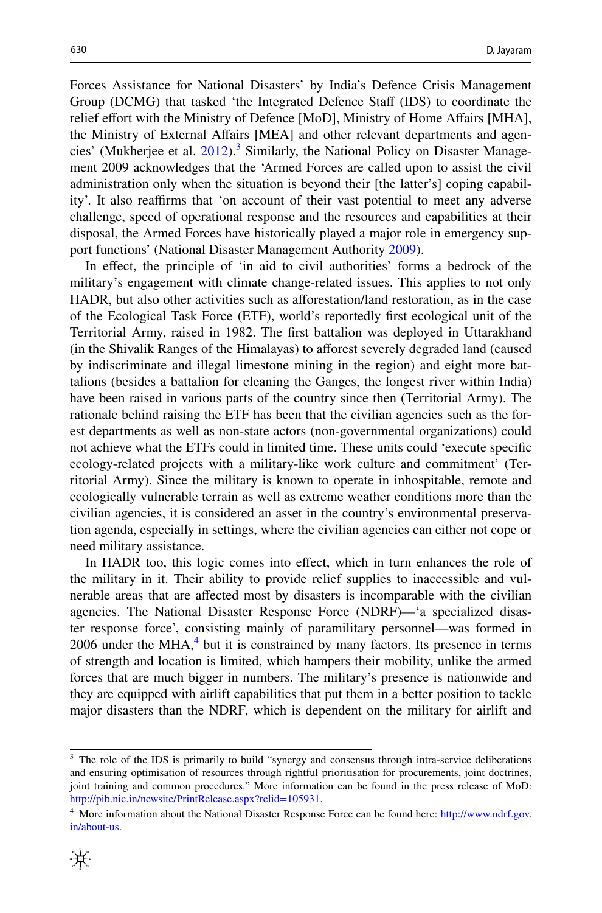Forces Assistance for National Disasters' by India's Defence Crisis Management Group (DCMG) that tasked 'the Integrated Defence Staff (IDS) to coordinate the relief effort with the Ministry of Defence [MoD], Ministry of Home Affairs [MHA], the Ministry of External Affairs [MEA] and other relevant departments and agencies' (Mukherjee et al. 2012).[3] Similarly, the National Policy on Disaster Management 2009 acknowledges that the 'Armed Forces are called upon to assist the civil administration only when the situation is beyond their [the latter's] coping capability'. It also reaffirms that 'on account of their vast potential to meet any adverse challenge, speed of operational response and the resources and capabilities at their disposal, the Armed Forces have historically played a major role in emergency support functions' (National Disaster Management Authority 2009).

In effect, the principle of 'in aid to civil authorities' forms a bedrock of the military's engagement with climate change-related issues. This applies to not only HADR, but also other activities such as afforestation/land restoration, as in the case of the Ecological Task Force (ETF), world's reportedly first ecological unit of the Territorial Army, raised in 1982. The first battalion was deployed in Uttarakhand (in the Shivalik Ranges of the Himalayas) to afforest severely degraded land (caused by indiscriminate and illegal limestone mining in the region) and eight more battalions (besides a battalion for cleaning the Ganges, the longest river within India) have been raised in various parts of the country since then (Territorial Army). The rationale behind raising the ETF has been that the civilian agencies such as the forest departments as well as non-state actors (non-governmental organizations) could not achieve what the ETFs could in limited time. These units could 'execute specific ecology-related projects with a military-like work culture and commitment' (Territorial Army). Since the military is known to operate in inhospitable, remote and ecologically vulnerable terrain as well as extreme weather conditions more than the civilian agencies, it is considered an asset in the country's environmental preservation agenda, especially in settings, where the civilian agencies can either not cope or need military assistance.

In HADR too, this logic comes into effect, which in turn enhances the role of the military in it. Their ability to provide relief supplies to inaccessible and vulnerable areas that are affected most by disasters is incomparable with the civilian agencies. The National Disaster Response Force (NDRF)—'a specialized disaster response force', consisting mainly of paramilitary personnel—was formed in 2006 under the MHA,[4] but it is constrained by many factors. Its presence in terms of strength and location is limited, which hampers their mobility, unlike the armed forces that are much bigger in numbers. The military's presence is nationwide and they are equipped with airlift capabilities that put them in a better position to tackle major disasters than the NDRF, which is dependent on the military for airlift and

---

[3] The role of the IDS is primarily to build "synergy and consensus through intra-service deliberations and ensuring optimisation of resources through rightful prioritisation for procurements, joint doctrines, joint training and common procedures." More information can be found in the press release of MoD: http://pib.nic.in/newsite/PrintRelease.aspx?relid=105931.

[4] More information about the National Disaster Response Force can be found here: http://www.ndrf.gov.in/about-us.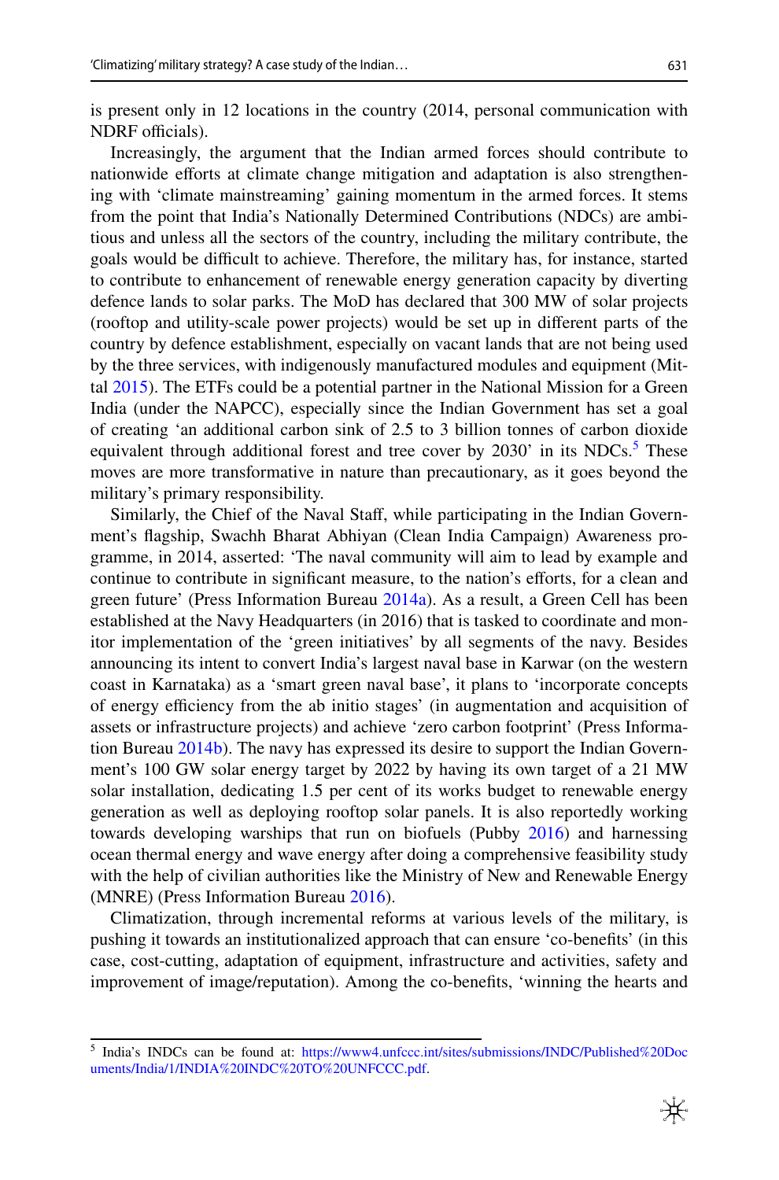is present only in 12 locations in the country (2014, personal communication with NDRF officials).

Increasingly, the argument that the Indian armed forces should contribute to nationwide efforts at climate change mitigation and adaptation is also strengthening with 'climate mainstreaming' gaining momentum in the armed forces. It stems from the point that India's Nationally Determined Contributions (NDCs) are ambitious and unless all the sectors of the country, including the military contribute, the goals would be difficult to achieve. Therefore, the military has, for instance, started to contribute to enhancement of renewable energy generation capacity by diverting defence lands to solar parks. The MoD has declared that 300 MW of solar projects (rooftop and utility-scale power projects) would be set up in different parts of the country by defence establishment, especially on vacant lands that are not being used by the three services, with indigenously manufactured modules and equipment (Mittal 2015). The ETFs could be a potential partner in the National Mission for a Green India (under the NAPCC), especially since the Indian Government has set a goal of creating 'an additional carbon sink of 2.5 to 3 billion tonnes of carbon dioxide equivalent through additional forest and tree cover by 2030' in its NDCs.[5] These moves are more transformative in nature than precautionary, as it goes beyond the military's primary responsibility.

Similarly, the Chief of the Naval Staff, while participating in the Indian Government's flagship, Swachh Bharat Abhiyan (Clean India Campaign) Awareness programme, in 2014, asserted: 'The naval community will aim to lead by example and continue to contribute in significant measure, to the nation's efforts, for a clean and green future' (Press Information Bureau 2014a). As a result, a Green Cell has been established at the Navy Headquarters (in 2016) that is tasked to coordinate and monitor implementation of the 'green initiatives' by all segments of the navy. Besides announcing its intent to convert India's largest naval base in Karwar (on the western coast in Karnataka) as a 'smart green naval base', it plans to 'incorporate concepts of energy efficiency from the ab initio stages' (in augmentation and acquisition of assets or infrastructure projects) and achieve 'zero carbon footprint' (Press Information Bureau 2014b). The navy has expressed its desire to support the Indian Government's 100 GW solar energy target by 2022 by having its own target of a 21 MW solar installation, dedicating 1.5 per cent of its works budget to renewable energy generation as well as deploying rooftop solar panels. It is also reportedly working towards developing warships that run on biofuels (Pubby 2016) and harnessing ocean thermal energy and wave energy after doing a comprehensive feasibility study with the help of civilian authorities like the Ministry of New and Renewable Energy (MNRE) (Press Information Bureau 2016).

Climatization, through incremental reforms at various levels of the military, is pushing it towards an institutionalized approach that can ensure 'co-benefits' (in this case, cost-cutting, adaptation of equipment, infrastructure and activities, safety and improvement of image/reputation). Among the co-benefits, 'winning the hearts and

---

[5] India's INDCs can be found at: https://www4.unfccc.int/sites/submissions/INDC/Published%20Documents/India/1/INDIA%20INDC%20TO%20UNFCCC.pdf.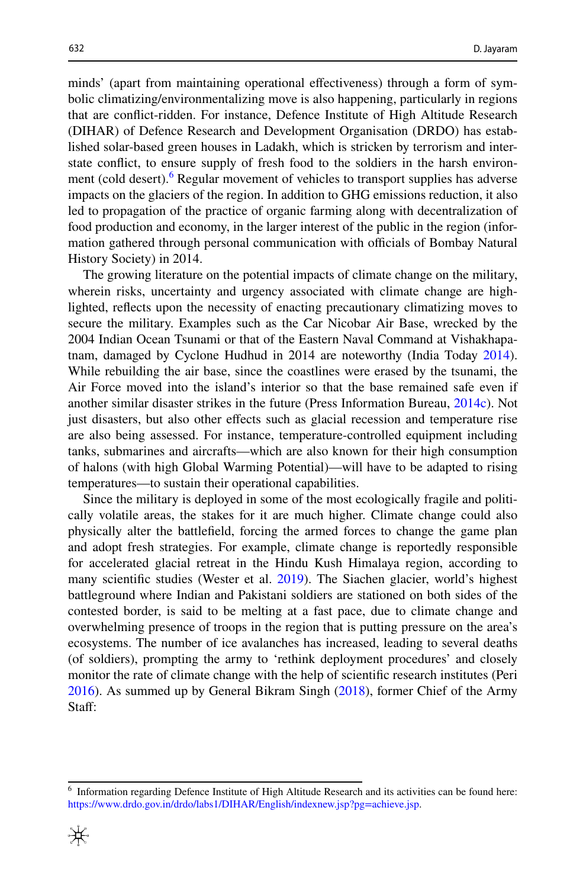minds' (apart from maintaining operational effectiveness) through a form of symbolic climatizing/environmentalizing move is also happening, particularly in regions that are conflict-ridden. For instance, Defence Institute of High Altitude Research (DIHAR) of Defence Research and Development Organisation (DRDO) has established solar-based green houses in Ladakh, which is stricken by terrorism and inter-state conflict, to ensure supply of fresh food to the soldiers in the harsh environment (cold desert).[6] Regular movement of vehicles to transport supplies has adverse impacts on the glaciers of the region. In addition to GHG emissions reduction, it also led to propagation of the practice of organic farming along with decentralization of food production and economy, in the larger interest of the public in the region (information gathered through personal communication with officials of Bombay Natural History Society) in 2014.

The growing literature on the potential impacts of climate change on the military, wherein risks, uncertainty and urgency associated with climate change are highlighted, reflects upon the necessity of enacting precautionary climatizing moves to secure the military. Examples such as the Car Nicobar Air Base, wrecked by the 2004 Indian Ocean Tsunami or that of the Eastern Naval Command at Vishakhapatnam, damaged by Cyclone Hudhud in 2014 are noteworthy (India Today 2014). While rebuilding the air base, since the coastlines were erased by the tsunami, the Air Force moved into the island's interior so that the base remained safe even if another similar disaster strikes in the future (Press Information Bureau, 2014c). Not just disasters, but also other effects such as glacial recession and temperature rise are also being assessed. For instance, temperature-controlled equipment including tanks, submarines and aircrafts—which are also known for their high consumption of halons (with high Global Warming Potential)—will have to be adapted to rising temperatures—to sustain their operational capabilities.

Since the military is deployed in some of the most ecologically fragile and politically volatile areas, the stakes for it are much higher. Climate change could also physically alter the battlefield, forcing the armed forces to change the game plan and adopt fresh strategies. For example, climate change is reportedly responsible for accelerated glacial retreat in the Hindu Kush Himalaya region, according to many scientific studies (Wester et al. 2019). The Siachen glacier, world's highest battleground where Indian and Pakistani soldiers are stationed on both sides of the contested border, is said to be melting at a fast pace, due to climate change and overwhelming presence of troops in the region that is putting pressure on the area's ecosystems. The number of ice avalanches has increased, leading to several deaths (of soldiers), prompting the army to 'rethink deployment procedures' and closely monitor the rate of climate change with the help of scientific research institutes (Peri 2016). As summed up by General Bikram Singh (2018), former Chief of the Army Staff:

---

[6] Information regarding Defence Institute of High Altitude Research and its activities can be found here: https://www.drdo.gov.in/drdo/labs1/DIHAR/English/indexnew.jsp?pg=achieve.jsp.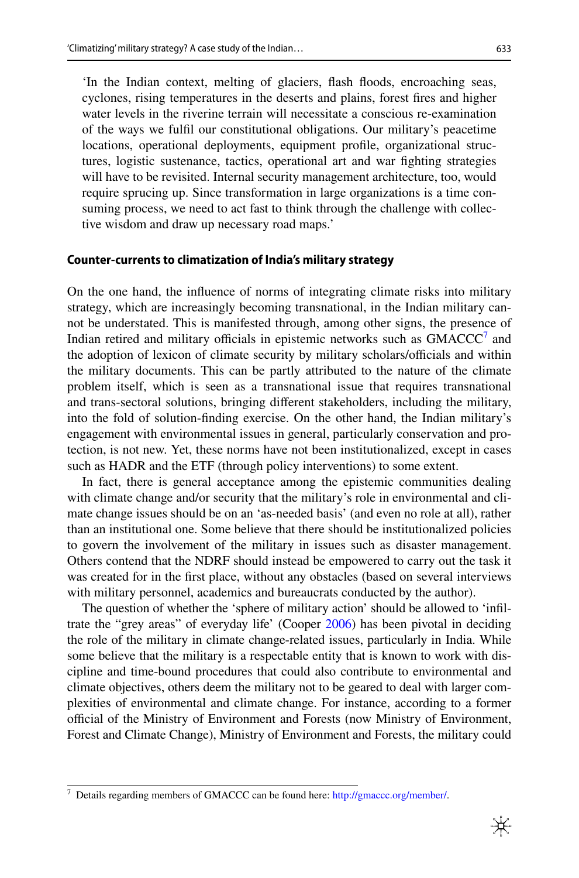> 'In the Indian context, melting of glaciers, flash floods, encroaching seas, cyclones, rising temperatures in the deserts and plains, forest fires and higher water levels in the riverine terrain will necessitate a conscious re-examination of the ways we fulfil our constitutional obligations. Our military's peacetime locations, operational deployments, equipment profile, organizational structures, logistic sustenance, tactics, operational art and war fighting strategies will have to be revisited. Internal security management architecture, too, would require sprucing up. Since transformation in large organizations is a time consuming process, we need to act fast to think through the challenge with collective wisdom and draw up necessary road maps.'

### Counter-currents to climatization of India's military strategy

On the one hand, the influence of norms of integrating climate risks into military strategy, which are increasingly becoming transnational, in the Indian military cannot be understated. This is manifested through, among other signs, the presence of Indian retired and military officials in epistemic networks such as GMACCC[7] and the adoption of lexicon of climate security by military scholars/officials and within the military documents. This can be partly attributed to the nature of the climate problem itself, which is seen as a transnational issue that requires transnational and trans-sectoral solutions, bringing different stakeholders, including the military, into the fold of solution-finding exercise. On the other hand, the Indian military's engagement with environmental issues in general, particularly conservation and protection, is not new. Yet, these norms have not been institutionalized, except in cases such as HADR and the ETF (through policy interventions) to some extent.

In fact, there is general acceptance among the epistemic communities dealing with climate change and/or security that the military's role in environmental and climate change issues should be on an 'as-needed basis' (and even no role at all), rather than an institutional one. Some believe that there should be institutionalized policies to govern the involvement of the military in issues such as disaster management. Others contend that the NDRF should instead be empowered to carry out the task it was created for in the first place, without any obstacles (based on several interviews with military personnel, academics and bureaucrats conducted by the author).

The question of whether the 'sphere of military action' should be allowed to 'infiltrate the "grey areas" of everyday life' (Cooper 2006) has been pivotal in deciding the role of the military in climate change-related issues, particularly in India. While some believe that the military is a respectable entity that is known to work with discipline and time-bound procedures that could also contribute to environmental and climate objectives, others deem the military not to be geared to deal with larger complexities of environmental and climate change. For instance, according to a former official of the Ministry of Environment and Forests (now Ministry of Environment, Forest and Climate Change), Ministry of Environment and Forests, the military could

---

[7] Details regarding members of GMACCC can be found here: http://gmaccc.org/member/.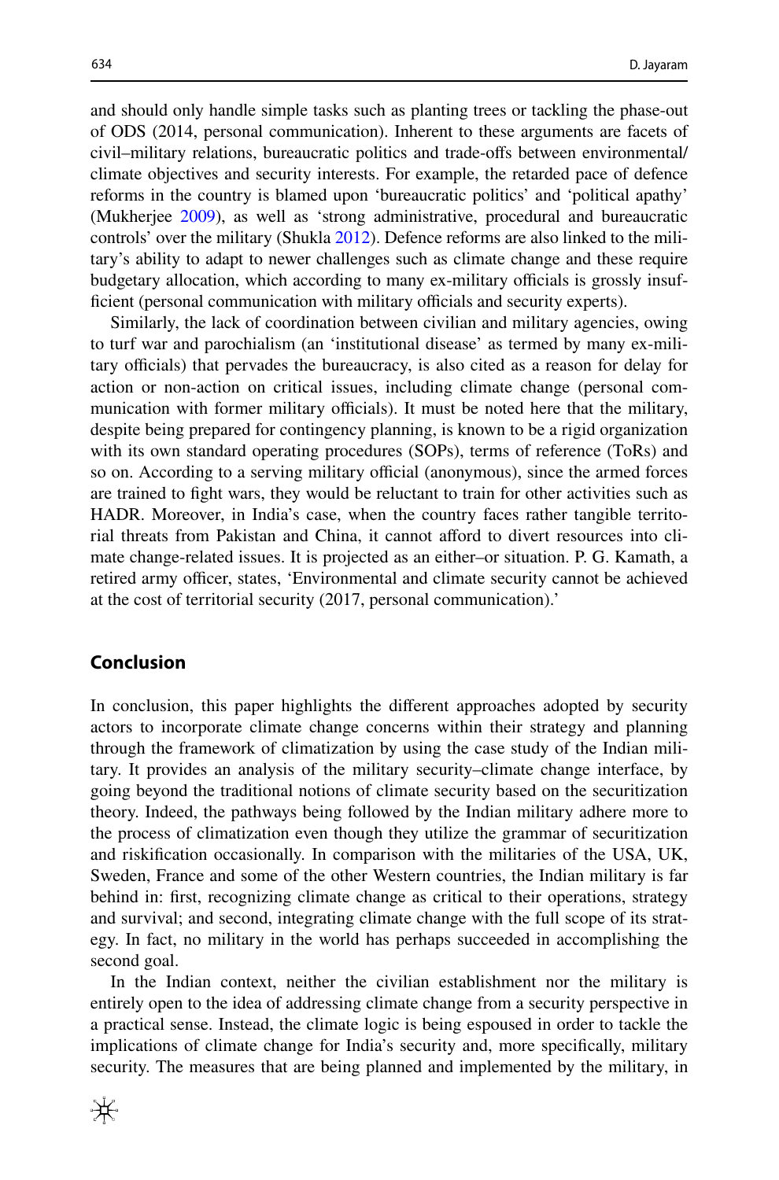and should only handle simple tasks such as planting trees or tackling the phase-out of ODS (2014, personal communication). Inherent to these arguments are facets of civil–military relations, bureaucratic politics and trade-offs between environmental/climate objectives and security interests. For example, the retarded pace of defence reforms in the country is blamed upon 'bureaucratic politics' and 'political apathy' (Mukherjee 2009), as well as 'strong administrative, procedural and bureaucratic controls' over the military (Shukla 2012). Defence reforms are also linked to the military's ability to adapt to newer challenges such as climate change and these require budgetary allocation, which according to many ex-military officials is grossly insufficient (personal communication with military officials and security experts).

Similarly, the lack of coordination between civilian and military agencies, owing to turf war and parochialism (an 'institutional disease' as termed by many ex-military officials) that pervades the bureaucracy, is also cited as a reason for delay for action or non-action on critical issues, including climate change (personal communication with former military officials). It must be noted here that the military, despite being prepared for contingency planning, is known to be a rigid organization with its own standard operating procedures (SOPs), terms of reference (ToRs) and so on. According to a serving military official (anonymous), since the armed forces are trained to fight wars, they would be reluctant to train for other activities such as HADR. Moreover, in India's case, when the country faces rather tangible territorial threats from Pakistan and China, it cannot afford to divert resources into climate change-related issues. It is projected as an either–or situation. P. G. Kamath, a retired army officer, states, 'Environmental and climate security cannot be achieved at the cost of territorial security (2017, personal communication).'

## Conclusion

In conclusion, this paper highlights the different approaches adopted by security actors to incorporate climate change concerns within their strategy and planning through the framework of climatization by using the case study of the Indian military. It provides an analysis of the military security–climate change interface, by going beyond the traditional notions of climate security based on the securitization theory. Indeed, the pathways being followed by the Indian military adhere more to the process of climatization even though they utilize the grammar of securitization and riskification occasionally. In comparison with the militaries of the USA, UK, Sweden, France and some of the other Western countries, the Indian military is far behind in: first, recognizing climate change as critical to their operations, strategy and survival; and second, integrating climate change with the full scope of its strategy. In fact, no military in the world has perhaps succeeded in accomplishing the second goal.

In the Indian context, neither the civilian establishment nor the military is entirely open to the idea of addressing climate change from a security perspective in a practical sense. Instead, the climate logic is being espoused in order to tackle the implications of climate change for India's security and, more specifically, military security. The measures that are being planned and implemented by the military, in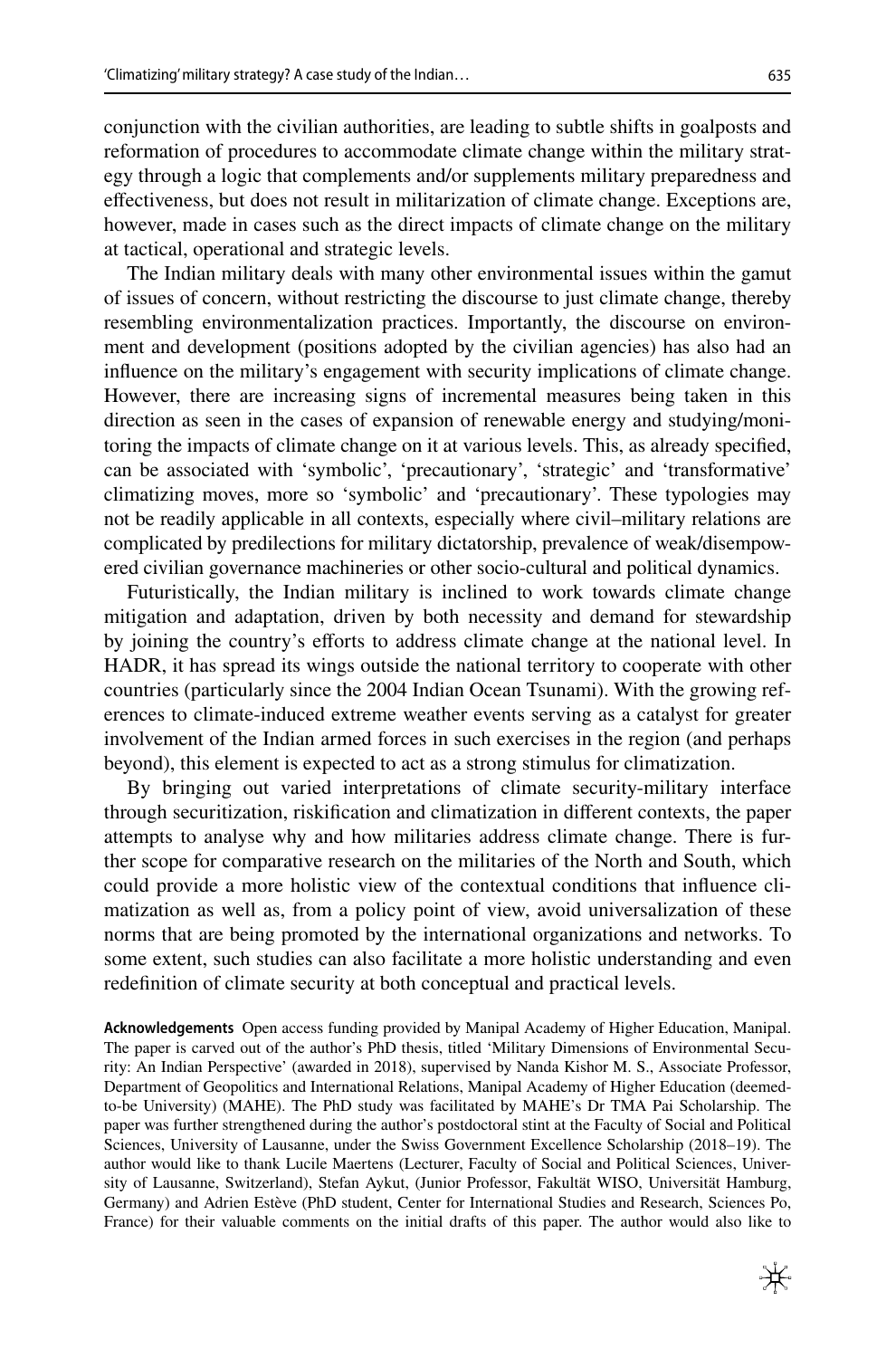conjunction with the civilian authorities, are leading to subtle shifts in goalposts and reformation of procedures to accommodate climate change within the military strategy through a logic that complements and/or supplements military preparedness and effectiveness, but does not result in militarization of climate change. Exceptions are, however, made in cases such as the direct impacts of climate change on the military at tactical, operational and strategic levels.

The Indian military deals with many other environmental issues within the gamut of issues of concern, without restricting the discourse to just climate change, thereby resembling environmentalization practices. Importantly, the discourse on environment and development (positions adopted by the civilian agencies) has also had an influence on the military's engagement with security implications of climate change. However, there are increasing signs of incremental measures being taken in this direction as seen in the cases of expansion of renewable energy and studying/monitoring the impacts of climate change on it at various levels. This, as already specified, can be associated with 'symbolic', 'precautionary', 'strategic' and 'transformative' climatizing moves, more so 'symbolic' and 'precautionary'. These typologies may not be readily applicable in all contexts, especially where civil–military relations are complicated by predilections for military dictatorship, prevalence of weak/disempowered civilian governance machineries or other socio-cultural and political dynamics.

Futuristically, the Indian military is inclined to work towards climate change mitigation and adaptation, driven by both necessity and demand for stewardship by joining the country's efforts to address climate change at the national level. In HADR, it has spread its wings outside the national territory to cooperate with other countries (particularly since the 2004 Indian Ocean Tsunami). With the growing references to climate-induced extreme weather events serving as a catalyst for greater involvement of the Indian armed forces in such exercises in the region (and perhaps beyond), this element is expected to act as a strong stimulus for climatization.

By bringing out varied interpretations of climate security-military interface through securitization, riskification and climatization in different contexts, the paper attempts to analyse why and how militaries address climate change. There is further scope for comparative research on the militaries of the North and South, which could provide a more holistic view of the contextual conditions that influence climatization as well as, from a policy point of view, avoid universalization of these norms that are being promoted by the international organizations and networks. To some extent, such studies can also facilitate a more holistic understanding and even redefinition of climate security at both conceptual and practical levels.

**Acknowledgements** Open access funding provided by Manipal Academy of Higher Education, Manipal. The paper is carved out of the author's PhD thesis, titled 'Military Dimensions of Environmental Security: An Indian Perspective' (awarded in 2018), supervised by Nanda Kishor M. S., Associate Professor, Department of Geopolitics and International Relations, Manipal Academy of Higher Education (deemed-to-be University) (MAHE). The PhD study was facilitated by MAHE's Dr TMA Pai Scholarship. The paper was further strengthened during the author's postdoctoral stint at the Faculty of Social and Political Sciences, University of Lausanne, under the Swiss Government Excellence Scholarship (2018–19). The author would like to thank Lucile Maertens (Lecturer, Faculty of Social and Political Sciences, University of Lausanne, Switzerland), Stefan Aykut, (Junior Professor, Fakultät WISO, Universität Hamburg, Germany) and Adrien Estève (PhD student, Center for International Studies and Research, Sciences Po, France) for their valuable comments on the initial drafts of this paper. The author would also like to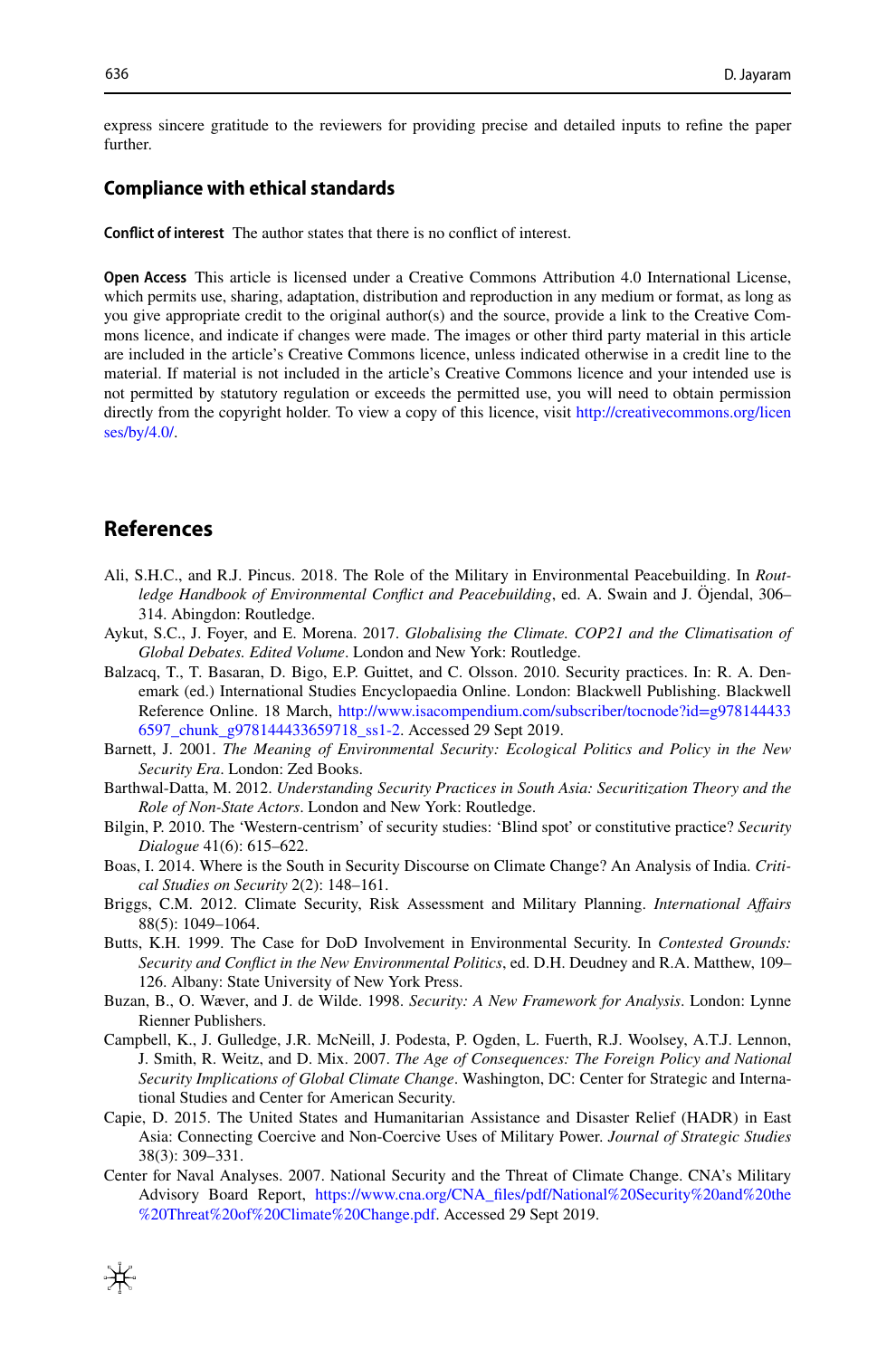express sincere gratitude to the reviewers for providing precise and detailed inputs to refine the paper further.

## Compliance with ethical standards

**Conflict of interest** The author states that there is no conflict of interest.

**Open Access** This article is licensed under a Creative Commons Attribution 4.0 International License, which permits use, sharing, adaptation, distribution and reproduction in any medium or format, as long as you give appropriate credit to the original author(s) and the source, provide a link to the Creative Commons licence, and indicate if changes were made. The images or other third party material in this article are included in the article's Creative Commons licence, unless indicated otherwise in a credit line to the material. If material is not included in the article's Creative Commons licence and your intended use is not permitted by statutory regulation or exceeds the permitted use, you will need to obtain permission directly from the copyright holder. To view a copy of this licence, visit http://creativecommons.org/licenses/by/4.0/.

## References

Ali, S.H.C., and R.J. Pincus. 2018. The Role of the Military in Environmental Peacebuilding. In *Routledge Handbook of Environmental Conflict and Peacebuilding*, ed. A. Swain and J. Öjendal, 306–314. Abingdon: Routledge.

Aykut, S.C., J. Foyer, and E. Morena. 2017. *Globalising the Climate. COP21 and the Climatisation of Global Debates. Edited Volume*. London and New York: Routledge.

Balzacq, T., T. Basaran, D. Bigo, E.P. Guittet, and C. Olsson. 2010. Security practices. In: R. A. Denemark (ed.) International Studies Encyclopaedia Online. London: Blackwell Publishing. Blackwell Reference Online. 18 March, http://www.isacompendium.com/subscriber/tocnode?id=g9781444336597_chunk_g978144433659718_ss1-2. Accessed 29 Sept 2019.

Barnett, J. 2001. *The Meaning of Environmental Security: Ecological Politics and Policy in the New Security Era*. London: Zed Books.

Barthwal-Datta, M. 2012. *Understanding Security Practices in South Asia: Securitization Theory and the Role of Non-State Actors*. London and New York: Routledge.

Bilgin, P. 2010. The 'Western-centrism' of security studies: 'Blind spot' or constitutive practice? *Security Dialogue* 41(6): 615–622.

Boas, I. 2014. Where is the South in Security Discourse on Climate Change? An Analysis of India. *Critical Studies on Security* 2(2): 148–161.

Briggs, C.M. 2012. Climate Security, Risk Assessment and Military Planning. *International Affairs* 88(5): 1049–1064.

Butts, K.H. 1999. The Case for DoD Involvement in Environmental Security. In *Contested Grounds: Security and Conflict in the New Environmental Politics*, ed. D.H. Deudney and R.A. Matthew, 109–126. Albany: State University of New York Press.

Buzan, B., O. Wæver, and J. de Wilde. 1998. *Security: A New Framework for Analysis*. London: Lynne Rienner Publishers.

Campbell, K., J. Gulledge, J.R. McNeill, J. Podesta, P. Ogden, L. Fuerth, R.J. Woolsey, A.T.J. Lennon, J. Smith, R. Weitz, and D. Mix. 2007. *The Age of Consequences: The Foreign Policy and National Security Implications of Global Climate Change*. Washington, DC: Center for Strategic and International Studies and Center for American Security.

Capie, D. 2015. The United States and Humanitarian Assistance and Disaster Relief (HADR) in East Asia: Connecting Coercive and Non-Coercive Uses of Military Power. *Journal of Strategic Studies* 38(3): 309–331.

Center for Naval Analyses. 2007. National Security and the Threat of Climate Change. CNA's Military Advisory Board Report, https://www.cna.org/CNA_files/pdf/National%20Security%20and%20the%20Threat%20of%20Climate%20Change.pdf. Accessed 29 Sept 2019.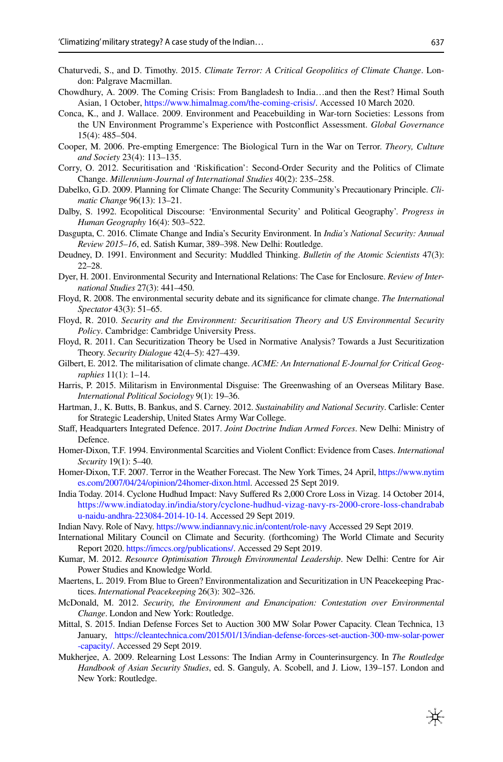Chaturvedi, S., and D. Timothy. 2015. *Climate Terror: A Critical Geopolitics of Climate Change*. London: Palgrave Macmillan.

Chowdhury, A. 2009. The Coming Crisis: From Bangladesh to India…and then the Rest? Himal South Asian, 1 October, https://www.himalmag.com/the-coming-crisis/. Accessed 10 March 2020.

Conca, K., and J. Wallace. 2009. Environment and Peacebuilding in War-torn Societies: Lessons from the UN Environment Programme's Experience with Postconflict Assessment. *Global Governance* 15(4): 485–504.

Cooper, M. 2006. Pre-empting Emergence: The Biological Turn in the War on Terror. *Theory, Culture and Society* 23(4): 113–135.

Corry, O. 2012. Securitisation and 'Riskification': Second-Order Security and the Politics of Climate Change. *Millennium-Journal of International Studies* 40(2): 235–258.

Dabelko, G.D. 2009. Planning for Climate Change: The Security Community's Precautionary Principle. *Climatic Change* 96(13): 13–21.

Dalby, S. 1992. Ecopolitical Discourse: 'Environmental Security' and Political Geography'. *Progress in Human Geography* 16(4): 503–522.

Dasgupta, C. 2016. Climate Change and India's Security Environment. In *India's National Security: Annual Review 2015–16*, ed. Satish Kumar, 389–398. New Delhi: Routledge.

Deudney, D. 1991. Environment and Security: Muddled Thinking. *Bulletin of the Atomic Scientists* 47(3): 22–28.

Dyer, H. 2001. Environmental Security and International Relations: The Case for Enclosure. *Review of International Studies* 27(3): 441–450.

Floyd, R. 2008. The environmental security debate and its significance for climate change. *The International Spectator* 43(3): 51–65.

Floyd, R. 2010. *Security and the Environment: Securitisation Theory and US Environmental Security Policy*. Cambridge: Cambridge University Press.

Floyd, R. 2011. Can Securitization Theory be Used in Normative Analysis? Towards a Just Securitization Theory. *Security Dialogue* 42(4–5): 427–439.

Gilbert, E. 2012. The militarisation of climate change. *ACME: An International E-Journal for Critical Geographies* 11(1): 1–14.

Harris, P. 2015. Militarism in Environmental Disguise: The Greenwashing of an Overseas Military Base. *International Political Sociology* 9(1): 19–36.

Hartman, J., K. Butts, B. Bankus, and S. Carney. 2012. *Sustainability and National Security*. Carlisle: Center for Strategic Leadership, United States Army War College.

Staff, Headquarters Integrated Defence. 2017. *Joint Doctrine Indian Armed Forces*. New Delhi: Ministry of Defence.

Homer-Dixon, T.F. 1994. Environmental Scarcities and Violent Conflict: Evidence from Cases. *International Security* 19(1): 5–40.

Homer-Dixon, T.F. 2007. Terror in the Weather Forecast. The New York Times, 24 April, https://www.nytimes.com/2007/04/24/opinion/24homer-dixon.html. Accessed 25 Sept 2019.

India Today. 2014. Cyclone Hudhud Impact: Navy Suffered Rs 2,000 Crore Loss in Vizag. 14 October 2014, https://www.indiatoday.in/india/story/cyclone-hudhud-vizag-navy-rs-2000-crore-loss-chandrababu-naidu-andhra-223084-2014-10-14. Accessed 29 Sept 2019.

Indian Navy. Role of Navy. https://www.indiannavy.nic.in/content/role-navy Accessed 29 Sept 2019.

International Military Council on Climate and Security. (forthcoming) The World Climate and Security Report 2020. https://imccs.org/publications/. Accessed 29 Sept 2019.

Kumar, M. 2012. *Resource Optimisation Through Environmental Leadership*. New Delhi: Centre for Air Power Studies and Knowledge World.

Maertens, L. 2019. From Blue to Green? Environmentalization and Securitization in UN Peacekeeping Practices. *International Peacekeeping* 26(3): 302–326.

McDonald, M. 2012. *Security, the Environment and Emancipation: Contestation over Environmental Change*. London and New York: Routledge.

Mittal, S. 2015. Indian Defense Forces Set to Auction 300 MW Solar Power Capacity. Clean Technica, 13 January, https://cleantechnica.com/2015/01/13/indian-defense-forces-set-auction-300-mw-solar-power-capacity/. Accessed 29 Sept 2019.

Mukherjee, A. 2009. Relearning Lost Lessons: The Indian Army in Counterinsurgency. In *The Routledge Handbook of Asian Security Studies*, ed. S. Ganguly, A. Scobell, and J. Liow, 139–157. London and New York: Routledge.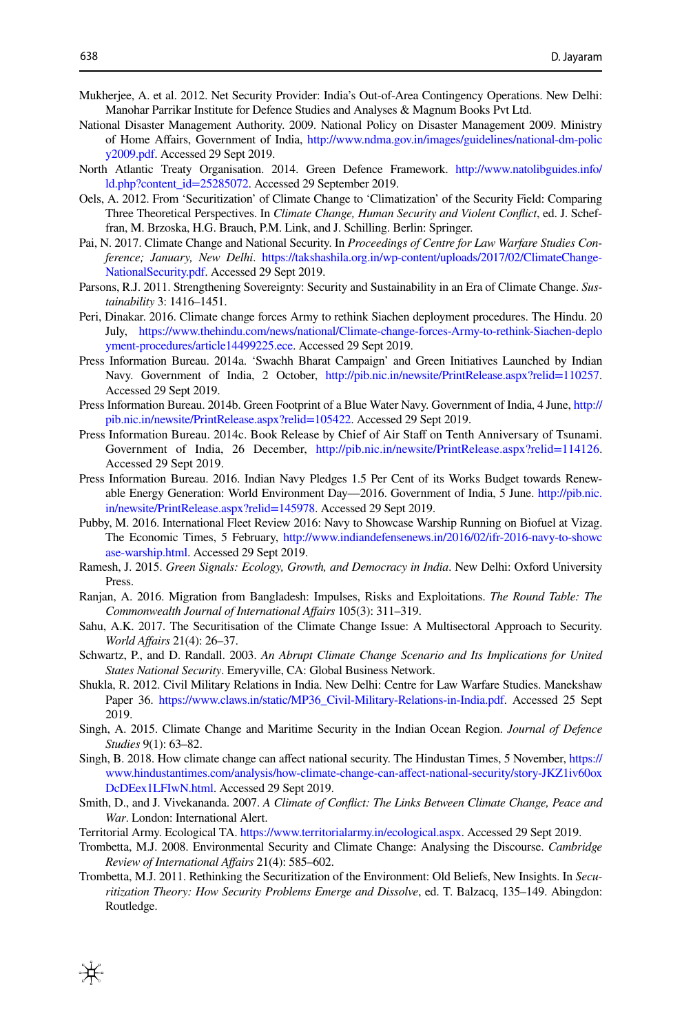Mukherjee, A. et al. 2012. Net Security Provider: India's Out-of-Area Contingency Operations. New Delhi: Manohar Parrikar Institute for Defence Studies and Analyses & Magnum Books Pvt Ltd.

National Disaster Management Authority. 2009. National Policy on Disaster Management 2009. Ministry of Home Affairs, Government of India, http://www.ndma.gov.in/images/guidelines/national-dm-policy2009.pdf. Accessed 29 Sept 2019.

North Atlantic Treaty Organisation. 2014. Green Defence Framework. http://www.natolibguides.info/ld.php?content_id=25285072. Accessed 29 September 2019.

Oels, A. 2012. From 'Securitization' of Climate Change to 'Climatization' of the Security Field: Comparing Three Theoretical Perspectives. In *Climate Change, Human Security and Violent Conflict*, ed. J. Scheffran, M. Brzoska, H.G. Brauch, P.M. Link, and J. Schilling. Berlin: Springer.

Pai, N. 2017. Climate Change and National Security. In *Proceedings of Centre for Law Warfare Studies Conference; January, New Delhi*. https://takshashila.org.in/wp-content/uploads/2017/02/ClimateChange-NationalSecurity.pdf. Accessed 29 Sept 2019.

Parsons, R.J. 2011. Strengthening Sovereignty: Security and Sustainability in an Era of Climate Change. *Sustainability* 3: 1416–1451.

Peri, Dinakar. 2016. Climate change forces Army to rethink Siachen deployment procedures. The Hindu. 20 July, https://www.thehindu.com/news/national/Climate-change-forces-Army-to-rethink-Siachen-deployment-procedures/article14499225.ece. Accessed 29 Sept 2019.

Press Information Bureau. 2014a. 'Swachh Bharat Campaign' and Green Initiatives Launched by Indian Navy. Government of India, 2 October, http://pib.nic.in/newsite/PrintRelease.aspx?relid=110257. Accessed 29 Sept 2019.

Press Information Bureau. 2014b. Green Footprint of a Blue Water Navy. Government of India, 4 June, http://pib.nic.in/newsite/PrintRelease.aspx?relid=105422. Accessed 29 Sept 2019.

Press Information Bureau. 2014c. Book Release by Chief of Air Staff on Tenth Anniversary of Tsunami. Government of India, 26 December, http://pib.nic.in/newsite/PrintRelease.aspx?relid=114126. Accessed 29 Sept 2019.

Press Information Bureau. 2016. Indian Navy Pledges 1.5 Per Cent of its Works Budget towards Renewable Energy Generation: World Environment Day—2016. Government of India, 5 June. http://pib.nic.in/newsite/PrintRelease.aspx?relid=145978. Accessed 29 Sept 2019.

Pubby, M. 2016. International Fleet Review 2016: Navy to Showcase Warship Running on Biofuel at Vizag. The Economic Times, 5 February, http://www.indiandefensenews.in/2016/02/ifr-2016-navy-to-showcase-warship.html. Accessed 29 Sept 2019.

Ramesh, J. 2015. *Green Signals: Ecology, Growth, and Democracy in India*. New Delhi: Oxford University Press.

Ranjan, A. 2016. Migration from Bangladesh: Impulses, Risks and Exploitations. *The Round Table: The Commonwealth Journal of International Affairs* 105(3): 311–319.

Sahu, A.K. 2017. The Securitisation of the Climate Change Issue: A Multisectoral Approach to Security. *World Affairs* 21(4): 26–37.

Schwartz, P., and D. Randall. 2003. *An Abrupt Climate Change Scenario and Its Implications for United States National Security*. Emeryville, CA: Global Business Network.

Shukla, R. 2012. Civil Military Relations in India. New Delhi: Centre for Law Warfare Studies. Manekshaw Paper 36. https://www.claws.in/static/MP36_Civil-Military-Relations-in-India.pdf. Accessed 25 Sept 2019.

Singh, A. 2015. Climate Change and Maritime Security in the Indian Ocean Region. *Journal of Defence Studies* 9(1): 63–82.

Singh, B. 2018. How climate change can affect national security. The Hindustan Times, 5 November, https://www.hindustantimes.com/analysis/how-climate-change-can-affect-national-security/story-JKZ1iv60oxDcDEex1LFIwN.html. Accessed 29 Sept 2019.

Smith, D., and J. Vivekananda. 2007. *A Climate of Conflict: The Links Between Climate Change, Peace and War*. London: International Alert.

Territorial Army. Ecological TA. https://www.territorialarmy.in/ecological.aspx. Accessed 29 Sept 2019.

Trombetta, M.J. 2008. Environmental Security and Climate Change: Analysing the Discourse. *Cambridge Review of International Affairs* 21(4): 585–602.

Trombetta, M.J. 2011. Rethinking the Securitization of the Environment: Old Beliefs, New Insights. In *Securitization Theory: How Security Problems Emerge and Dissolve*, ed. T. Balzacq, 135–149. Abingdon: Routledge.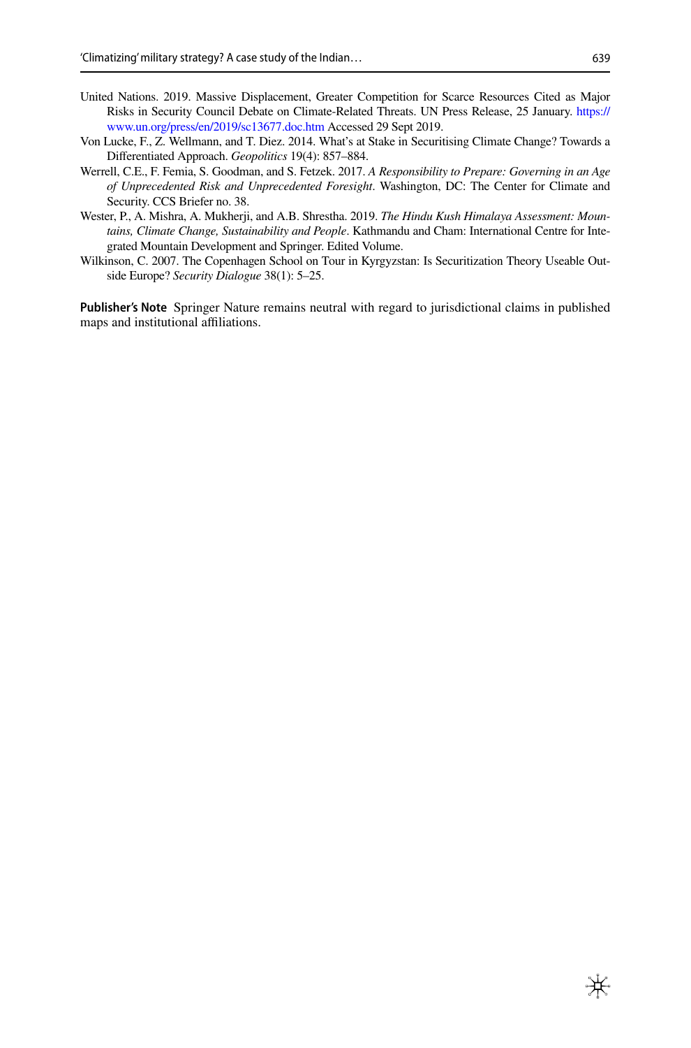United Nations. 2019. Massive Displacement, Greater Competition for Scarce Resources Cited as Major Risks in Security Council Debate on Climate-Related Threats. UN Press Release, 25 January. https://www.un.org/press/en/2019/sc13677.doc.htm Accessed 29 Sept 2019.

Von Lucke, F., Z. Wellmann, and T. Diez. 2014. What's at Stake in Securitising Climate Change? Towards a Differentiated Approach. *Geopolitics* 19(4): 857–884.

Werrell, C.E., F. Femia, S. Goodman, and S. Fetzek. 2017. *A Responsibility to Prepare: Governing in an Age of Unprecedented Risk and Unprecedented Foresight*. Washington, DC: The Center for Climate and Security. CCS Briefer no. 38.

Wester, P., A. Mishra, A. Mukherji, and A.B. Shrestha. 2019. *The Hindu Kush Himalaya Assessment: Mountains, Climate Change, Sustainability and People*. Kathmandu and Cham: International Centre for Integrated Mountain Development and Springer. Edited Volume.

Wilkinson, C. 2007. The Copenhagen School on Tour in Kyrgyzstan: Is Securitization Theory Useable Outside Europe? *Security Dialogue* 38(1): 5–25.

**Publisher's Note** Springer Nature remains neutral with regard to jurisdictional claims in published maps and institutional affiliations.